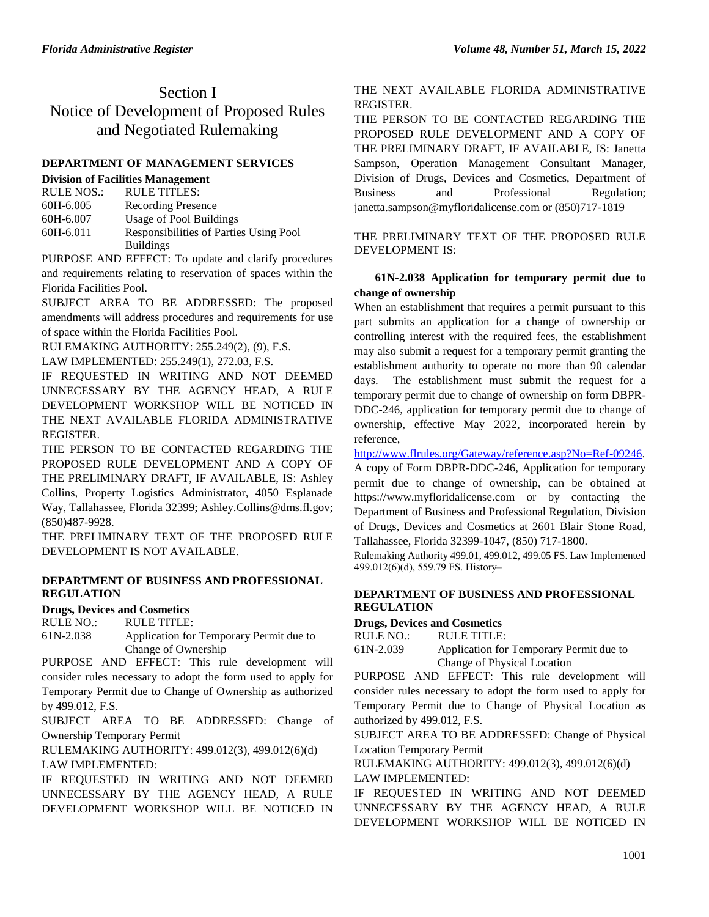# Section I
# Notice of Development of Proposed Rules and Negotiated Rulemaking

### DEPARTMENT OF MANAGEMENT SERVICES

**Division of Facilities Management**

| RULE NOS.: | RULE TITLES: |
|---|---|
| 60H-6.005 | Recording Presence |
| 60H-6.007 | Usage of Pool Buildings |
| 60H-6.011 | Responsibilities of Parties Using Pool Buildings |

PURPOSE AND EFFECT: To update and clarify procedures and requirements relating to reservation of spaces within the Florida Facilities Pool.

SUBJECT AREA TO BE ADDRESSED: The proposed amendments will address procedures and requirements for use of space within the Florida Facilities Pool.

RULEMAKING AUTHORITY: 255.249(2), (9), F.S.

LAW IMPLEMENTED: 255.249(1), 272.03, F.S.

IF REQUESTED IN WRITING AND NOT DEEMED UNNECESSARY BY THE AGENCY HEAD, A RULE DEVELOPMENT WORKSHOP WILL BE NOTICED IN THE NEXT AVAILABLE FLORIDA ADMINISTRATIVE REGISTER.

THE PERSON TO BE CONTACTED REGARDING THE PROPOSED RULE DEVELOPMENT AND A COPY OF THE PRELIMINARY DRAFT, IF AVAILABLE, IS: Ashley Collins, Property Logistics Administrator, 4050 Esplanade Way, Tallahassee, Florida 32399; Ashley.Collins@dms.fl.gov; (850)487-9928.

THE PRELIMINARY TEXT OF THE PROPOSED RULE DEVELOPMENT IS NOT AVAILABLE.

### DEPARTMENT OF BUSINESS AND PROFESSIONAL REGULATION

**Drugs, Devices and Cosmetics**

| RULE NO.: | RULE TITLE: |
|---|---|
| 61N-2.038 | Application for Temporary Permit due to Change of Ownership |

PURPOSE AND EFFECT: This rule development will consider rules necessary to adopt the form used to apply for Temporary Permit due to Change of Ownership as authorized by 499.012, F.S.

SUBJECT AREA TO BE ADDRESSED: Change of Ownership Temporary Permit

RULEMAKING AUTHORITY: 499.012(3), 499.012(6)(d)

LAW IMPLEMENTED:

IF REQUESTED IN WRITING AND NOT DEEMED UNNECESSARY BY THE AGENCY HEAD, A RULE DEVELOPMENT WORKSHOP WILL BE NOTICED IN THE NEXT AVAILABLE FLORIDA ADMINISTRATIVE REGISTER.

THE PERSON TO BE CONTACTED REGARDING THE PROPOSED RULE DEVELOPMENT AND A COPY OF THE PRELIMINARY DRAFT, IF AVAILABLE, IS: Janetta Sampson, Operation Management Consultant Manager, Division of Drugs, Devices and Cosmetics, Department of Business and Professional Regulation; janetta.sampson@myfloridalicense.com or (850)717-1819

THE PRELIMINARY TEXT OF THE PROPOSED RULE DEVELOPMENT IS:

**61N-2.038 Application for temporary permit due to change of ownership**

When an establishment that requires a permit pursuant to this part submits an application for a change of ownership or controlling interest with the required fees, the establishment may also submit a request for a temporary permit granting the establishment authority to operate no more than 90 calendar days. The establishment must submit the request for a temporary permit due to change of ownership on form DBPR-DDC-246, application for temporary permit due to change of ownership, effective May 2022, incorporated herein by reference, http://www.flrules.org/Gateway/reference.asp?No=Ref-09246. A copy of Form DBPR-DDC-246, Application for temporary permit due to change of ownership, can be obtained at https://www.myfloridalicense.com or by contacting the Department of Business and Professional Regulation, Division of Drugs, Devices and Cosmetics at 2601 Blair Stone Road, Tallahassee, Florida 32399-1047, (850) 717-1800.

Rulemaking Authority 499.01, 499.012, 499.05 FS. Law Implemented 499.012(6)(d), 559.79 FS. History–

### DEPARTMENT OF BUSINESS AND PROFESSIONAL REGULATION

**Drugs, Devices and Cosmetics**

| RULE NO.: | RULE TITLE: |
|---|---|
| 61N-2.039 | Application for Temporary Permit due to Change of Physical Location |

PURPOSE AND EFFECT: This rule development will consider rules necessary to adopt the form used to apply for Temporary Permit due to Change of Physical Location as authorized by 499.012, F.S.

SUBJECT AREA TO BE ADDRESSED: Change of Physical Location Temporary Permit

RULEMAKING AUTHORITY: 499.012(3), 499.012(6)(d)

LAW IMPLEMENTED:

IF REQUESTED IN WRITING AND NOT DEEMED UNNECESSARY BY THE AGENCY HEAD, A RULE DEVELOPMENT WORKSHOP WILL BE NOTICED IN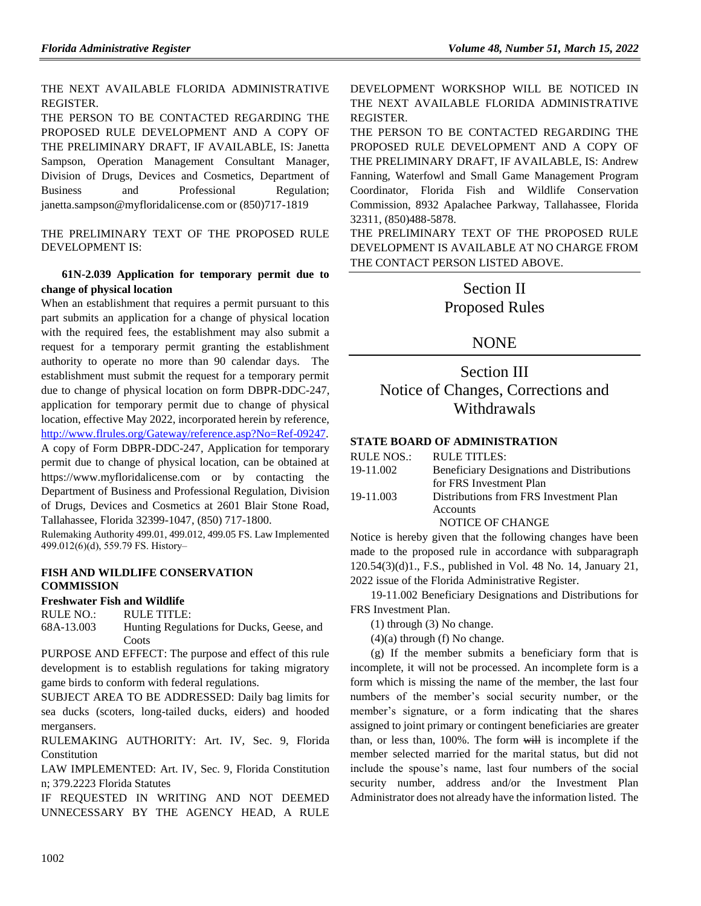THE NEXT AVAILABLE FLORIDA ADMINISTRATIVE REGISTER.

THE PERSON TO BE CONTACTED REGARDING THE PROPOSED RULE DEVELOPMENT AND A COPY OF THE PRELIMINARY DRAFT, IF AVAILABLE, IS: Janetta Sampson, Operation Management Consultant Manager, Division of Drugs, Devices and Cosmetics, Department of Business and Professional Regulation; janetta.sampson@myfloridalicense.com or (850)717-1819

THE PRELIMINARY TEXT OF THE PROPOSED RULE DEVELOPMENT IS:

**61N-2.039 Application for temporary permit due to change of physical location**

When an establishment that requires a permit pursuant to this part submits an application for a change of physical location with the required fees, the establishment may also submit a request for a temporary permit granting the establishment authority to operate no more than 90 calendar days. The establishment must submit the request for a temporary permit due to change of physical location on form DBPR-DDC-247, application for temporary permit due to change of physical location, effective May 2022, incorporated herein by reference, http://www.flrules.org/Gateway/reference.asp?No=Ref-09247. A copy of Form DBPR-DDC-247, Application for temporary permit due to change of physical location, can be obtained at https://www.myfloridalicense.com or by contacting the Department of Business and Professional Regulation, Division of Drugs, Devices and Cosmetics at 2601 Blair Stone Road, Tallahassee, Florida 32399-1047, (850) 717-1800.

Rulemaking Authority 499.01, 499.012, 499.05 FS. Law Implemented 499.012(6)(d), 559.79 FS. History–

**FISH AND WILDLIFE CONSERVATION COMMISSION**

**Freshwater Fish and Wildlife**

| RULE NO.: | RULE TITLE: |
|---|---|
| 68A-13.003 | Hunting Regulations for Ducks, Geese, and Coots |

PURPOSE AND EFFECT: The purpose and effect of this rule development is to establish regulations for taking migratory game birds to conform with federal regulations.

SUBJECT AREA TO BE ADDRESSED: Daily bag limits for sea ducks (scoters, long-tailed ducks, eiders) and hooded mergansers.

RULEMAKING AUTHORITY: Art. IV, Sec. 9, Florida Constitution

LAW IMPLEMENTED: Art. IV, Sec. 9, Florida Constitution n; 379.2223 Florida Statutes

IF REQUESTED IN WRITING AND NOT DEEMED UNNECESSARY BY THE AGENCY HEAD, A RULE DEVELOPMENT WORKSHOP WILL BE NOTICED IN THE NEXT AVAILABLE FLORIDA ADMINISTRATIVE REGISTER.

THE PERSON TO BE CONTACTED REGARDING THE PROPOSED RULE DEVELOPMENT AND A COPY OF THE PRELIMINARY DRAFT, IF AVAILABLE, IS: Andrew Fanning, Waterfowl and Small Game Management Program Coordinator, Florida Fish and Wildlife Conservation Commission, 8932 Apalachee Parkway, Tallahassee, Florida 32311, (850)488-5878.

THE PRELIMINARY TEXT OF THE PROPOSED RULE DEVELOPMENT IS AVAILABLE AT NO CHARGE FROM THE CONTACT PERSON LISTED ABOVE.

# Section II Proposed Rules

## NONE

# Section III Notice of Changes, Corrections and Withdrawals

**STATE BOARD OF ADMINISTRATION**

| RULE NOS.: | RULE TITLES: |
|---|---|
| 19-11.002 | Beneficiary Designations and Distributions for FRS Investment Plan |
| 19-11.003 | Distributions from FRS Investment Plan Accounts |

NOTICE OF CHANGE

Notice is hereby given that the following changes have been made to the proposed rule in accordance with subparagraph 120.54(3)(d)1., F.S., published in Vol. 48 No. 14, January 21, 2022 issue of the Florida Administrative Register.

19-11.002 Beneficiary Designations and Distributions for FRS Investment Plan.

(1) through (3) No change.

(4)(a) through (f) No change.

(g) If the member submits a beneficiary form that is incomplete, it will not be processed. An incomplete form is a form which is missing the name of the member, the last four numbers of the member's social security number, or the member's signature, or a form indicating that the shares assigned to joint primary or contingent beneficiaries are greater than, or less than, 100%. The form ~~will~~ is incomplete if the member selected married for the marital status, but did not include the spouse's name, last four numbers of the social security number, address and/or the Investment Plan Administrator does not already have the information listed. The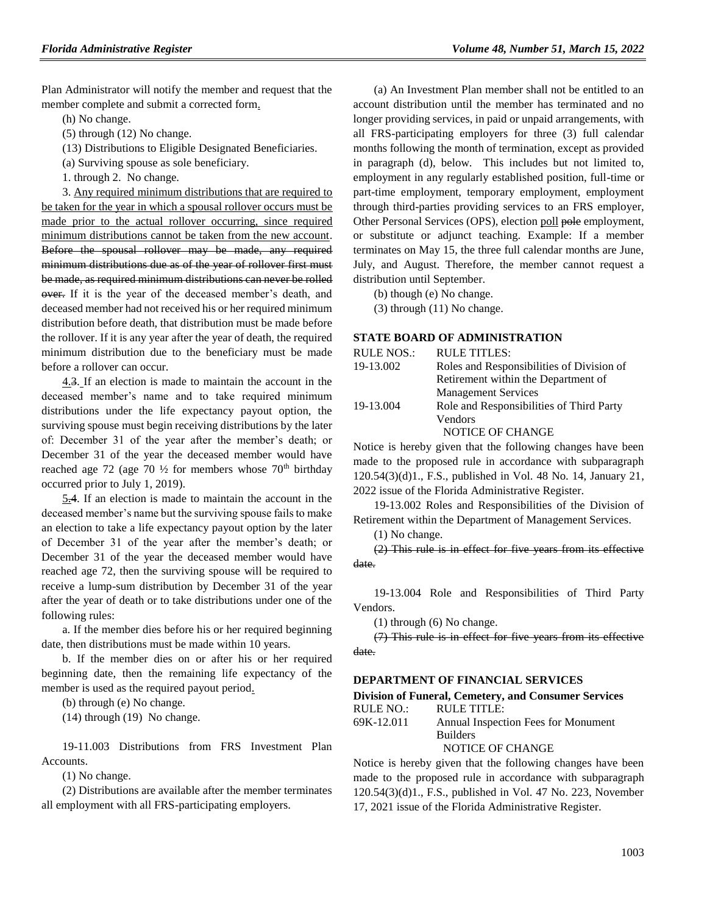Plan Administrator will notify the member and request that the member complete and submit a corrected form.

(h) No change.

(5) through (12) No change.

(13) Distributions to Eligible Designated Beneficiaries.

(a) Surviving spouse as sole beneficiary.

1. through 2. No change.

3. Any required minimum distributions that are required to be taken for the year in which a spousal rollover occurs must be made prior to the actual rollover occurring, since required minimum distributions cannot be taken from the new account. ~~Before the spousal rollover may be made, any required minimum distributions due as of the year of rollover first must be made, as required minimum distributions can never be rolled over.~~ If it is the year of the deceased member's death, and deceased member had not received his or her required minimum distribution before death, that distribution must be made before the rollover. If it is any year after the year of death, the required minimum distribution due to the beneficiary must be made before a rollover can occur.

4.~~3~~. If an election is made to maintain the account in the deceased member's name and to take required minimum distributions under the life expectancy payout option, the surviving spouse must begin receiving distributions by the later of: December 31 of the year after the member's death; or December 31 of the year the deceased member would have reached age 72 (age 70 ½ for members whose 70th birthday occurred prior to July 1, 2019).

5.~~4~~. If an election is made to maintain the account in the deceased member's name but the surviving spouse fails to make an election to take a life expectancy payout option by the later of December 31 of the year after the member's death; or December 31 of the year the deceased member would have reached age 72, then the surviving spouse will be required to receive a lump-sum distribution by December 31 of the year after the year of death or to take distributions under one of the following rules:

a. If the member dies before his or her required beginning date, then distributions must be made within 10 years.

b. If the member dies on or after his or her required beginning date, then the remaining life expectancy of the member is used as the required payout period.

(b) through (e) No change.

(14) through (19) No change.

19-11.003 Distributions from FRS Investment Plan Accounts.

(1) No change.

(2) Distributions are available after the member terminates all employment with all FRS-participating employers.

(a) An Investment Plan member shall not be entitled to an account distribution until the member has terminated and no longer providing services, in paid or unpaid arrangements, with all FRS-participating employers for three (3) full calendar months following the month of termination, except as provided in paragraph (d), below. This includes but not limited to, employment in any regularly established position, full-time or part-time employment, temporary employment, employment through third-parties providing services to an FRS employer, Other Personal Services (OPS), election poll ~~pole~~ employment, or substitute or adjunct teaching. Example: If a member terminates on May 15, the three full calendar months are June, July, and August. Therefore, the member cannot request a distribution until September.

(b) though (e) No change.

(3) through (11) No change.

## STATE BOARD OF ADMINISTRATION

| RULE NOS.: | RULE TITLES: |
|---|---|
| 19-13.002 | Roles and Responsibilities of Division of Retirement within the Department of Management Services |
| 19-13.004 | Role and Responsibilities of Third Party Vendors |

NOTICE OF CHANGE

Notice is hereby given that the following changes have been made to the proposed rule in accordance with subparagraph 120.54(3)(d)1., F.S., published in Vol. 48 No. 14, January 21, 2022 issue of the Florida Administrative Register.

19-13.002 Roles and Responsibilities of the Division of Retirement within the Department of Management Services.

(1) No change.

~~(2) This rule is in effect for five years from its effective date.~~

19-13.004 Role and Responsibilities of Third Party Vendors.

(1) through (6) No change.

~~(7) This rule is in effect for five years from its effective date.~~

## DEPARTMENT OF FINANCIAL SERVICES

### Division of Funeral, Cemetery, and Consumer Services

| RULE NO.: | RULE TITLE: |
|---|---|
| 69K-12.011 | Annual Inspection Fees for Monument Builders |

NOTICE OF CHANGE

Notice is hereby given that the following changes have been made to the proposed rule in accordance with subparagraph 120.54(3)(d)1., F.S., published in Vol. 47 No. 223, November 17, 2021 issue of the Florida Administrative Register.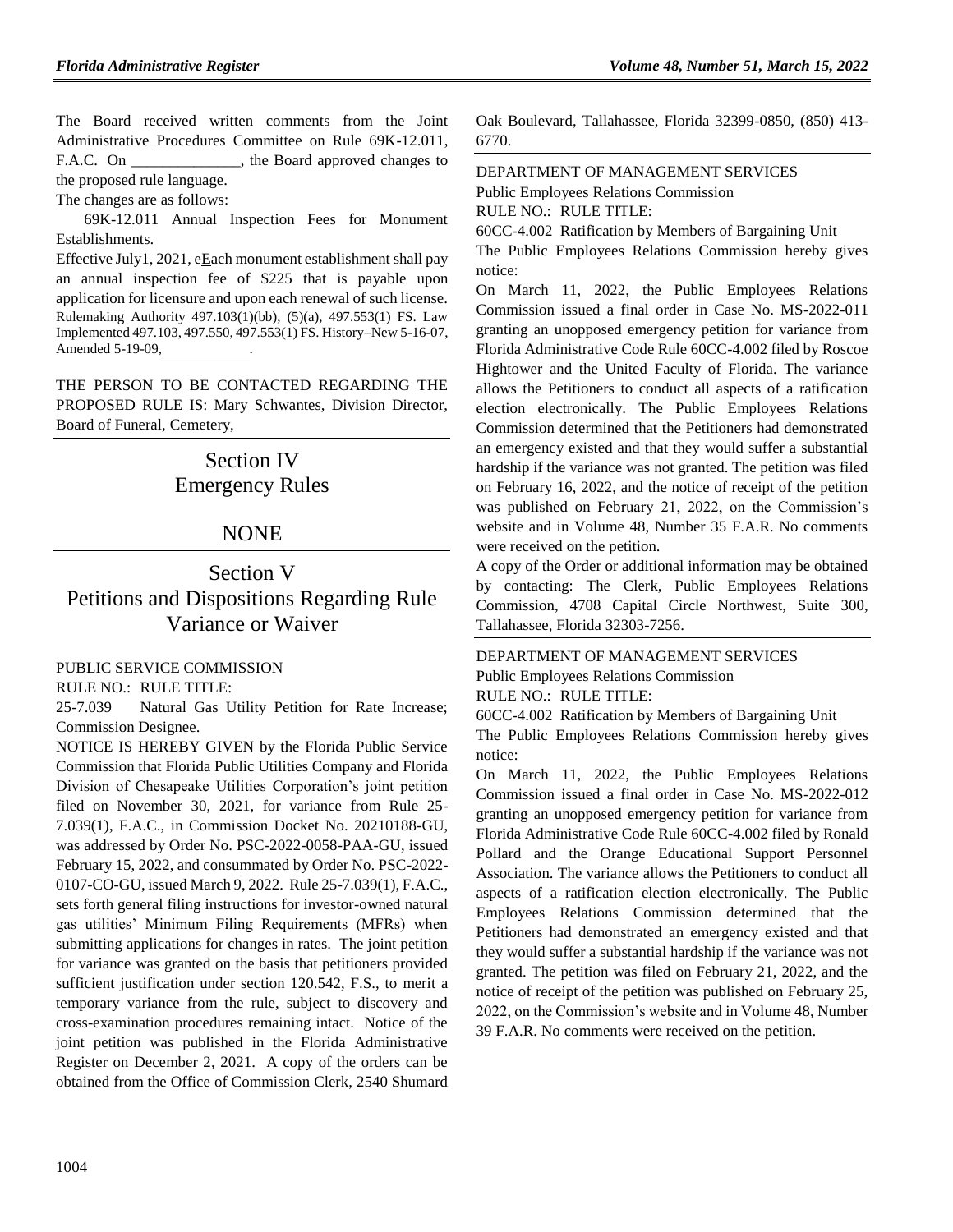The Board received written comments from the Joint Administrative Procedures Committee on Rule 69K-12.011, F.A.C. On ______________, the Board approved changes to the proposed rule language.

The changes are as follows:

69K-12.011 Annual Inspection Fees for Monument Establishments.

~~Effective July1, 2021, e~~Each monument establishment shall pay an annual inspection fee of $225 that is payable upon application for licensure and upon each renewal of such license.

Rulemaking Authority 497.103(1)(bb), (5)(a), 497.553(1) FS. Law Implemented 497.103, 497.550, 497.553(1) FS. History–New 5-16-07, Amended 5-19-09, ____________.

THE PERSON TO BE CONTACTED REGARDING THE PROPOSED RULE IS: Mary Schwantes, Division Director, Board of Funeral, Cemetery,

# Section IV
# Emergency Rules

## NONE

# Section V
# Petitions and Dispositions Regarding Rule Variance or Waiver

PUBLIC SERVICE COMMISSION

RULE NO.: RULE TITLE:

25-7.039 Natural Gas Utility Petition for Rate Increase; Commission Designee.

NOTICE IS HEREBY GIVEN by the Florida Public Service Commission that Florida Public Utilities Company and Florida Division of Chesapeake Utilities Corporation's joint petition filed on November 30, 2021, for variance from Rule 25-7.039(1), F.A.C., in Commission Docket No. 20210188-GU, was addressed by Order No. PSC-2022-0058-PAA-GU, issued February 15, 2022, and consummated by Order No. PSC-2022-0107-CO-GU, issued March 9, 2022. Rule 25-7.039(1), F.A.C., sets forth general filing instructions for investor-owned natural gas utilities' Minimum Filing Requirements (MFRs) when submitting applications for changes in rates. The joint petition for variance was granted on the basis that petitioners provided sufficient justification under section 120.542, F.S., to merit a temporary variance from the rule, subject to discovery and cross-examination procedures remaining intact. Notice of the joint petition was published in the Florida Administrative Register on December 2, 2021. A copy of the orders can be obtained from the Office of Commission Clerk, 2540 Shumard Oak Boulevard, Tallahassee, Florida 32399-0850, (850) 413-6770.

DEPARTMENT OF MANAGEMENT SERVICES

Public Employees Relations Commission

RULE NO.: RULE TITLE:

60CC-4.002 Ratification by Members of Bargaining Unit

The Public Employees Relations Commission hereby gives notice:

On March 11, 2022, the Public Employees Relations Commission issued a final order in Case No. MS-2022-011 granting an unopposed emergency petition for variance from Florida Administrative Code Rule 60CC-4.002 filed by Roscoe Hightower and the United Faculty of Florida. The variance allows the Petitioners to conduct all aspects of a ratification election electronically. The Public Employees Relations Commission determined that the Petitioners had demonstrated an emergency existed and that they would suffer a substantial hardship if the variance was not granted. The petition was filed on February 16, 2022, and the notice of receipt of the petition was published on February 21, 2022, on the Commission's website and in Volume 48, Number 35 F.A.R. No comments were received on the petition.

A copy of the Order or additional information may be obtained by contacting: The Clerk, Public Employees Relations Commission, 4708 Capital Circle Northwest, Suite 300, Tallahassee, Florida 32303-7256.

DEPARTMENT OF MANAGEMENT SERVICES

Public Employees Relations Commission

RULE NO.: RULE TITLE:

60CC-4.002 Ratification by Members of Bargaining Unit

The Public Employees Relations Commission hereby gives notice:

On March 11, 2022, the Public Employees Relations Commission issued a final order in Case No. MS-2022-012 granting an unopposed emergency petition for variance from Florida Administrative Code Rule 60CC-4.002 filed by Ronald Pollard and the Orange Educational Support Personnel Association. The variance allows the Petitioners to conduct all aspects of a ratification election electronically. The Public Employees Relations Commission determined that the Petitioners had demonstrated an emergency existed and that they would suffer a substantial hardship if the variance was not granted. The petition was filed on February 21, 2022, and the notice of receipt of the petition was published on February 25, 2022, on the Commission's website and in Volume 48, Number 39 F.A.R. No comments were received on the petition.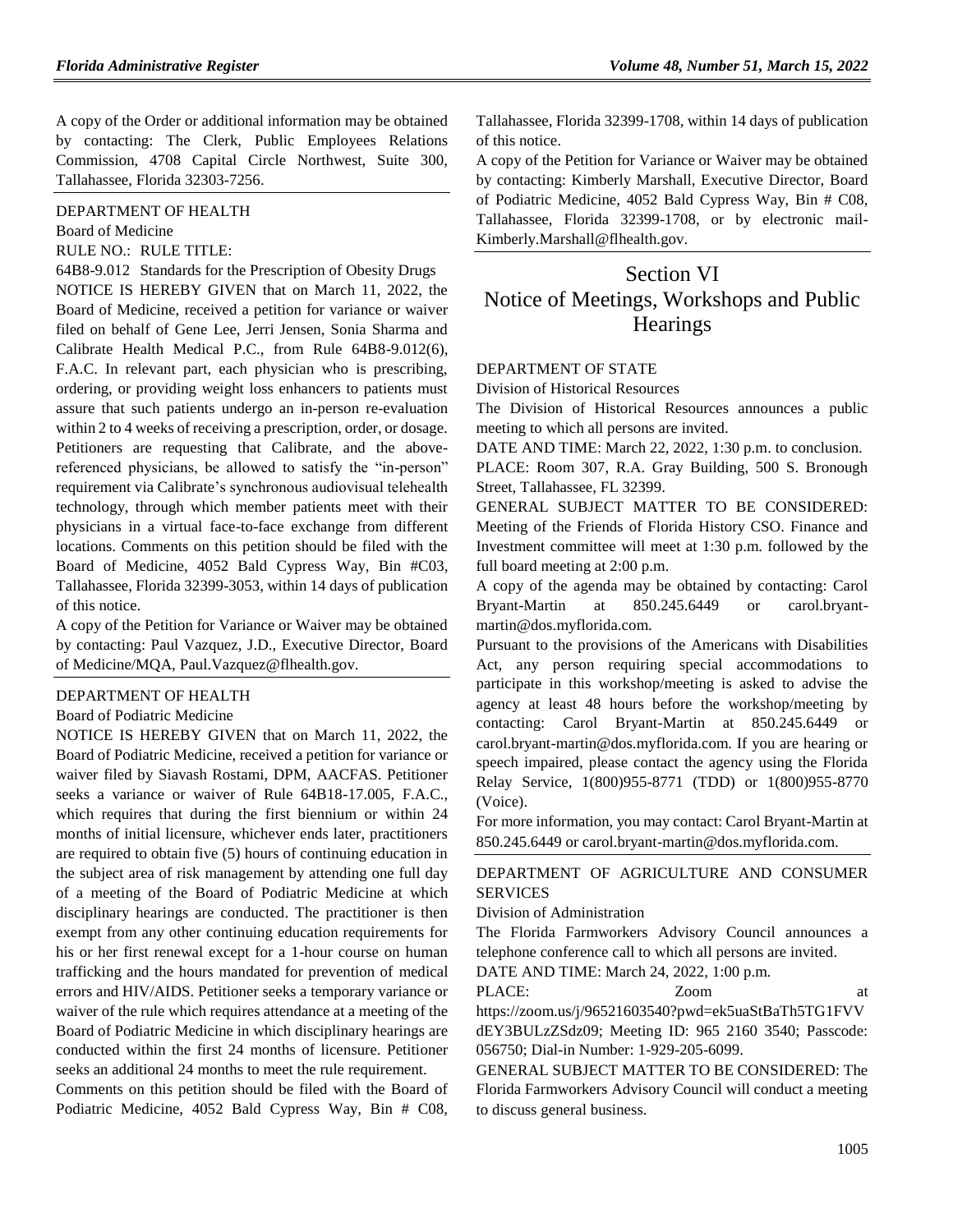A copy of the Order or additional information may be obtained by contacting: The Clerk, Public Employees Relations Commission, 4708 Capital Circle Northwest, Suite 300, Tallahassee, Florida 32303-7256.

DEPARTMENT OF HEALTH

Board of Medicine

RULE NO.: RULE TITLE:

64B8-9.012 Standards for the Prescription of Obesity Drugs

NOTICE IS HEREBY GIVEN that on March 11, 2022, the Board of Medicine, received a petition for variance or waiver filed on behalf of Gene Lee, Jerri Jensen, Sonia Sharma and Calibrate Health Medical P.C., from Rule 64B8-9.012(6), F.A.C. In relevant part, each physician who is prescribing, ordering, or providing weight loss enhancers to patients must assure that such patients undergo an in-person re-evaluation within 2 to 4 weeks of receiving a prescription, order, or dosage. Petitioners are requesting that Calibrate, and the above-referenced physicians, be allowed to satisfy the "in-person" requirement via Calibrate's synchronous audiovisual telehealth technology, through which member patients meet with their physicians in a virtual face-to-face exchange from different locations. Comments on this petition should be filed with the Board of Medicine, 4052 Bald Cypress Way, Bin #C03, Tallahassee, Florida 32399-3053, within 14 days of publication of this notice.

A copy of the Petition for Variance or Waiver may be obtained by contacting: Paul Vazquez, J.D., Executive Director, Board of Medicine/MQA, Paul.Vazquez@flhealth.gov.

DEPARTMENT OF HEALTH

Board of Podiatric Medicine

NOTICE IS HEREBY GIVEN that on March 11, 2022, the Board of Podiatric Medicine, received a petition for variance or waiver filed by Siavash Rostami, DPM, AACFAS. Petitioner seeks a variance or waiver of Rule 64B18-17.005, F.A.C., which requires that during the first biennium or within 24 months of initial licensure, whichever ends later, practitioners are required to obtain five (5) hours of continuing education in the subject area of risk management by attending one full day of a meeting of the Board of Podiatric Medicine at which disciplinary hearings are conducted. The practitioner is then exempt from any other continuing education requirements for his or her first renewal except for a 1-hour course on human trafficking and the hours mandated for prevention of medical errors and HIV/AIDS. Petitioner seeks a temporary variance or waiver of the rule which requires attendance at a meeting of the Board of Podiatric Medicine in which disciplinary hearings are conducted within the first 24 months of licensure. Petitioner seeks an additional 24 months to meet the rule requirement.

Comments on this petition should be filed with the Board of Podiatric Medicine, 4052 Bald Cypress Way, Bin # C08, Tallahassee, Florida 32399-1708, within 14 days of publication of this notice.

A copy of the Petition for Variance or Waiver may be obtained by contacting: Kimberly Marshall, Executive Director, Board of Podiatric Medicine, 4052 Bald Cypress Way, Bin # C08, Tallahassee, Florida 32399-1708, or by electronic mail-Kimberly.Marshall@flhealth.gov.

# Section VI
# Notice of Meetings, Workshops and Public Hearings

DEPARTMENT OF STATE

Division of Historical Resources

The Division of Historical Resources announces a public meeting to which all persons are invited.

DATE AND TIME: March 22, 2022, 1:30 p.m. to conclusion.

PLACE: Room 307, R.A. Gray Building, 500 S. Bronough Street, Tallahassee, FL 32399.

GENERAL SUBJECT MATTER TO BE CONSIDERED: Meeting of the Friends of Florida History CSO. Finance and Investment committee will meet at 1:30 p.m. followed by the full board meeting at 2:00 p.m.

A copy of the agenda may be obtained by contacting: Carol Bryant-Martin at 850.245.6449 or carol.bryant-martin@dos.myflorida.com.

Pursuant to the provisions of the Americans with Disabilities Act, any person requiring special accommodations to participate in this workshop/meeting is asked to advise the agency at least 48 hours before the workshop/meeting by contacting: Carol Bryant-Martin at 850.245.6449 or carol.bryant-martin@dos.myflorida.com. If you are hearing or speech impaired, please contact the agency using the Florida Relay Service, 1(800)955-8771 (TDD) or 1(800)955-8770 (Voice).

For more information, you may contact: Carol Bryant-Martin at 850.245.6449 or carol.bryant-martin@dos.myflorida.com.

DEPARTMENT OF AGRICULTURE AND CONSUMER SERVICES

Division of Administration

The Florida Farmworkers Advisory Council announces a telephone conference call to which all persons are invited.

DATE AND TIME: March 24, 2022, 1:00 p.m.

PLACE: Zoom at https://zoom.us/j/96521603540?pwd=ek5uaStBaTh5TG1FVVdEY3BULzZSdz09; Meeting ID: 965 2160 3540; Passcode: 056750; Dial-in Number: 1-929-205-6099.

GENERAL SUBJECT MATTER TO BE CONSIDERED: The Florida Farmworkers Advisory Council will conduct a meeting to discuss general business.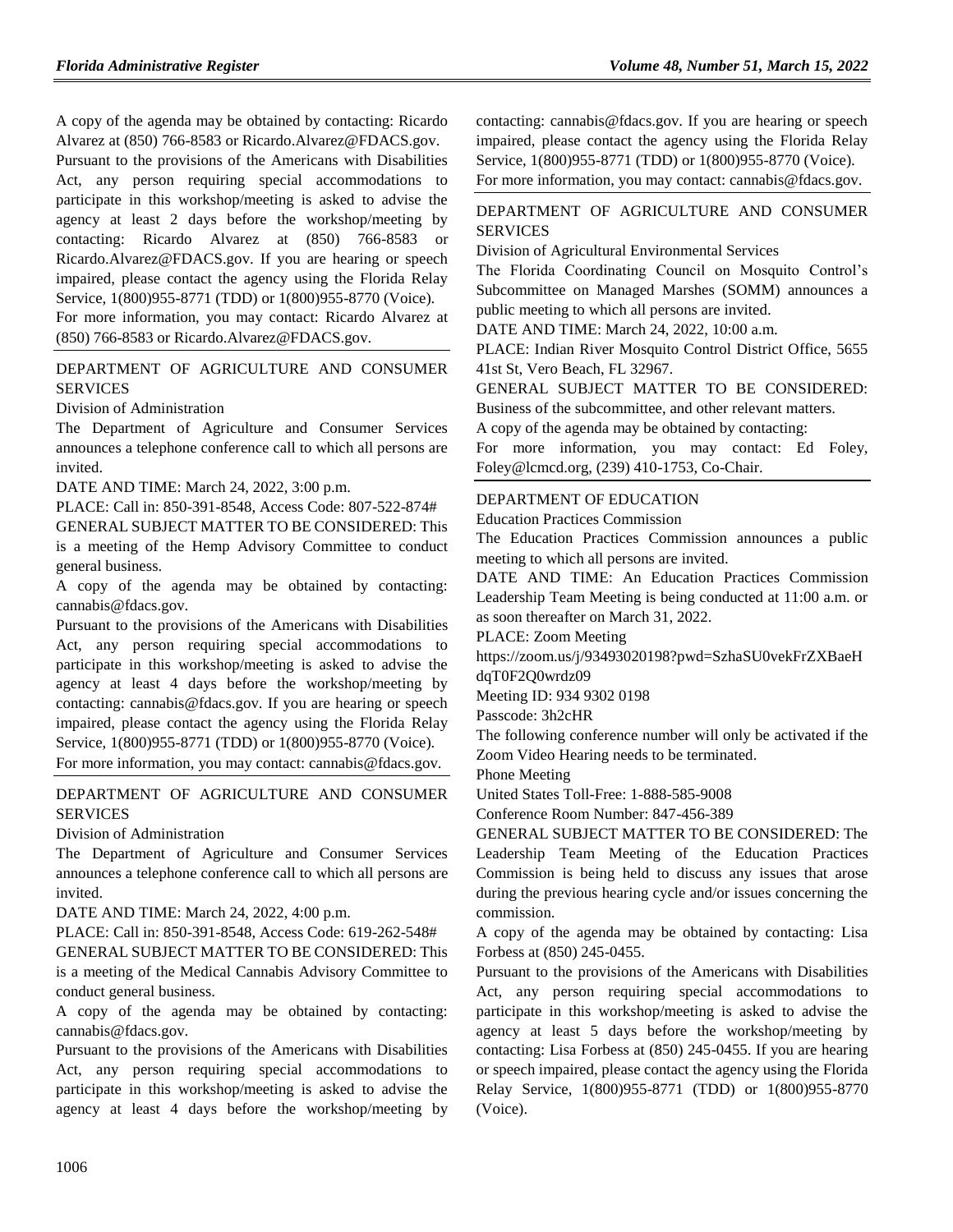A copy of the agenda may be obtained by contacting: Ricardo Alvarez at (850) 766-8583 or Ricardo.Alvarez@FDACS.gov.

Pursuant to the provisions of the Americans with Disabilities Act, any person requiring special accommodations to participate in this workshop/meeting is asked to advise the agency at least 2 days before the workshop/meeting by contacting: Ricardo Alvarez at (850) 766-8583 or Ricardo.Alvarez@FDACS.gov. If you are hearing or speech impaired, please contact the agency using the Florida Relay Service, 1(800)955-8771 (TDD) or 1(800)955-8770 (Voice).

For more information, you may contact: Ricardo Alvarez at (850) 766-8583 or Ricardo.Alvarez@FDACS.gov.

---

DEPARTMENT OF AGRICULTURE AND CONSUMER SERVICES

Division of Administration

The Department of Agriculture and Consumer Services announces a telephone conference call to which all persons are invited.

DATE AND TIME: March 24, 2022, 3:00 p.m.

PLACE: Call in: 850-391-8548, Access Code: 807-522-874#

GENERAL SUBJECT MATTER TO BE CONSIDERED: This is a meeting of the Hemp Advisory Committee to conduct general business.

A copy of the agenda may be obtained by contacting: cannabis@fdacs.gov.

Pursuant to the provisions of the Americans with Disabilities Act, any person requiring special accommodations to participate in this workshop/meeting is asked to advise the agency at least 4 days before the workshop/meeting by contacting: cannabis@fdacs.gov. If you are hearing or speech impaired, please contact the agency using the Florida Relay Service, 1(800)955-8771 (TDD) or 1(800)955-8770 (Voice).

For more information, you may contact: cannabis@fdacs.gov.

---

DEPARTMENT OF AGRICULTURE AND CONSUMER SERVICES

Division of Administration

The Department of Agriculture and Consumer Services announces a telephone conference call to which all persons are invited.

DATE AND TIME: March 24, 2022, 4:00 p.m.

PLACE: Call in: 850-391-8548, Access Code: 619-262-548#

GENERAL SUBJECT MATTER TO BE CONSIDERED: This is a meeting of the Medical Cannabis Advisory Committee to conduct general business.

A copy of the agenda may be obtained by contacting: cannabis@fdacs.gov.

Pursuant to the provisions of the Americans with Disabilities Act, any person requiring special accommodations to participate in this workshop/meeting is asked to advise the agency at least 4 days before the workshop/meeting by contacting: cannabis@fdacs.gov. If you are hearing or speech impaired, please contact the agency using the Florida Relay Service, 1(800)955-8771 (TDD) or 1(800)955-8770 (Voice).

For more information, you may contact: cannabis@fdacs.gov.

---

DEPARTMENT OF AGRICULTURE AND CONSUMER SERVICES

Division of Agricultural Environmental Services

The Florida Coordinating Council on Mosquito Control's Subcommittee on Managed Marshes (SOMM) announces a public meeting to which all persons are invited.

DATE AND TIME: March 24, 2022, 10:00 a.m.

PLACE: Indian River Mosquito Control District Office, 5655 41st St, Vero Beach, FL 32967.

GENERAL SUBJECT MATTER TO BE CONSIDERED: Business of the subcommittee, and other relevant matters.

A copy of the agenda may be obtained by contacting:

For more information, you may contact: Ed Foley, Foley@lcmcd.org, (239) 410-1753, Co-Chair.

---

DEPARTMENT OF EDUCATION

Education Practices Commission

The Education Practices Commission announces a public meeting to which all persons are invited.

DATE AND TIME: An Education Practices Commission Leadership Team Meeting is being conducted at 11:00 a.m. or as soon thereafter on March 31, 2022.

PLACE: Zoom Meeting

https://zoom.us/j/93493020198?pwd=SzhaSU0vekFrZXBaeHdqT0F2Q0wrdz09

Meeting ID: 934 9302 0198

Passcode: 3h2cHR

The following conference number will only be activated if the Zoom Video Hearing needs to be terminated.

Phone Meeting

United States Toll-Free: 1-888-585-9008

Conference Room Number: 847-456-389

GENERAL SUBJECT MATTER TO BE CONSIDERED: The Leadership Team Meeting of the Education Practices Commission is being held to discuss any issues that arose during the previous hearing cycle and/or issues concerning the commission.

A copy of the agenda may be obtained by contacting: Lisa Forbess at (850) 245-0455.

Pursuant to the provisions of the Americans with Disabilities Act, any person requiring special accommodations to participate in this workshop/meeting is asked to advise the agency at least 5 days before the workshop/meeting by contacting: Lisa Forbess at (850) 245-0455. If you are hearing or speech impaired, please contact the agency using the Florida Relay Service, 1(800)955-8771 (TDD) or 1(800)955-8770 (Voice).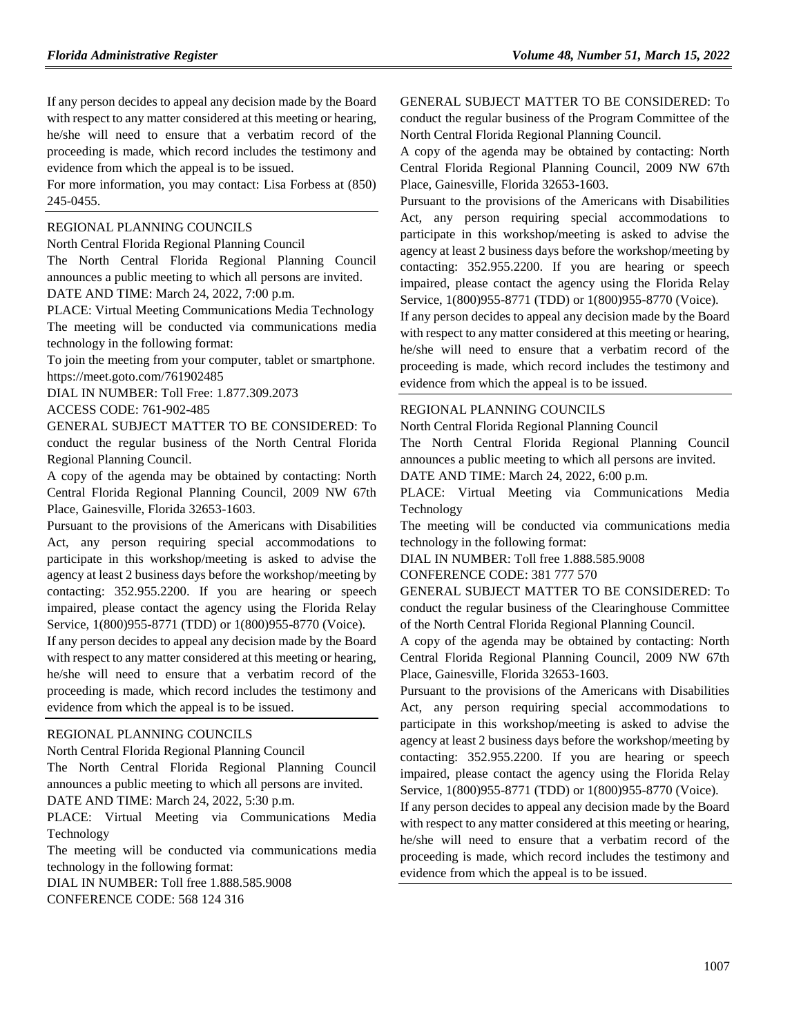If any person decides to appeal any decision made by the Board with respect to any matter considered at this meeting or hearing, he/she will need to ensure that a verbatim record of the proceeding is made, which record includes the testimony and evidence from which the appeal is to be issued.

For more information, you may contact: Lisa Forbess at (850) 245-0455.

REGIONAL PLANNING COUNCILS

North Central Florida Regional Planning Council

The North Central Florida Regional Planning Council announces a public meeting to which all persons are invited.

DATE AND TIME: March 24, 2022, 7:00 p.m.

PLACE: Virtual Meeting Communications Media Technology

The meeting will be conducted via communications media technology in the following format:

To join the meeting from your computer, tablet or smartphone. https://meet.goto.com/761902485

DIAL IN NUMBER: Toll Free: 1.877.309.2073

ACCESS CODE: 761-902-485

GENERAL SUBJECT MATTER TO BE CONSIDERED: To conduct the regular business of the North Central Florida Regional Planning Council.

A copy of the agenda may be obtained by contacting: North Central Florida Regional Planning Council, 2009 NW 67th Place, Gainesville, Florida 32653-1603.

Pursuant to the provisions of the Americans with Disabilities Act, any person requiring special accommodations to participate in this workshop/meeting is asked to advise the agency at least 2 business days before the workshop/meeting by contacting: 352.955.2200. If you are hearing or speech impaired, please contact the agency using the Florida Relay Service, 1(800)955-8771 (TDD) or 1(800)955-8770 (Voice).

If any person decides to appeal any decision made by the Board with respect to any matter considered at this meeting or hearing, he/she will need to ensure that a verbatim record of the proceeding is made, which record includes the testimony and evidence from which the appeal is to be issued.

REGIONAL PLANNING COUNCILS

North Central Florida Regional Planning Council

The North Central Florida Regional Planning Council announces a public meeting to which all persons are invited.

DATE AND TIME: March 24, 2022, 5:30 p.m.

PLACE: Virtual Meeting via Communications Media Technology

The meeting will be conducted via communications media technology in the following format:

DIAL IN NUMBER: Toll free 1.888.585.9008

CONFERENCE CODE: 568 124 316

GENERAL SUBJECT MATTER TO BE CONSIDERED: To conduct the regular business of the Program Committee of the North Central Florida Regional Planning Council.

A copy of the agenda may be obtained by contacting: North Central Florida Regional Planning Council, 2009 NW 67th Place, Gainesville, Florida 32653-1603.

Pursuant to the provisions of the Americans with Disabilities Act, any person requiring special accommodations to participate in this workshop/meeting is asked to advise the agency at least 2 business days before the workshop/meeting by contacting: 352.955.2200. If you are hearing or speech impaired, please contact the agency using the Florida Relay Service, 1(800)955-8771 (TDD) or 1(800)955-8770 (Voice).

If any person decides to appeal any decision made by the Board with respect to any matter considered at this meeting or hearing, he/she will need to ensure that a verbatim record of the proceeding is made, which record includes the testimony and evidence from which the appeal is to be issued.

REGIONAL PLANNING COUNCILS

North Central Florida Regional Planning Council

The North Central Florida Regional Planning Council announces a public meeting to which all persons are invited.

DATE AND TIME: March 24, 2022, 6:00 p.m.

PLACE: Virtual Meeting via Communications Media Technology

The meeting will be conducted via communications media technology in the following format:

DIAL IN NUMBER: Toll free 1.888.585.9008

CONFERENCE CODE: 381 777 570

GENERAL SUBJECT MATTER TO BE CONSIDERED: To conduct the regular business of the Clearinghouse Committee of the North Central Florida Regional Planning Council.

A copy of the agenda may be obtained by contacting: North Central Florida Regional Planning Council, 2009 NW 67th Place, Gainesville, Florida 32653-1603.

Pursuant to the provisions of the Americans with Disabilities Act, any person requiring special accommodations to participate in this workshop/meeting is asked to advise the agency at least 2 business days before the workshop/meeting by contacting: 352.955.2200. If you are hearing or speech impaired, please contact the agency using the Florida Relay Service, 1(800)955-8771 (TDD) or 1(800)955-8770 (Voice).

If any person decides to appeal any decision made by the Board with respect to any matter considered at this meeting or hearing, he/she will need to ensure that a verbatim record of the proceeding is made, which record includes the testimony and evidence from which the appeal is to be issued.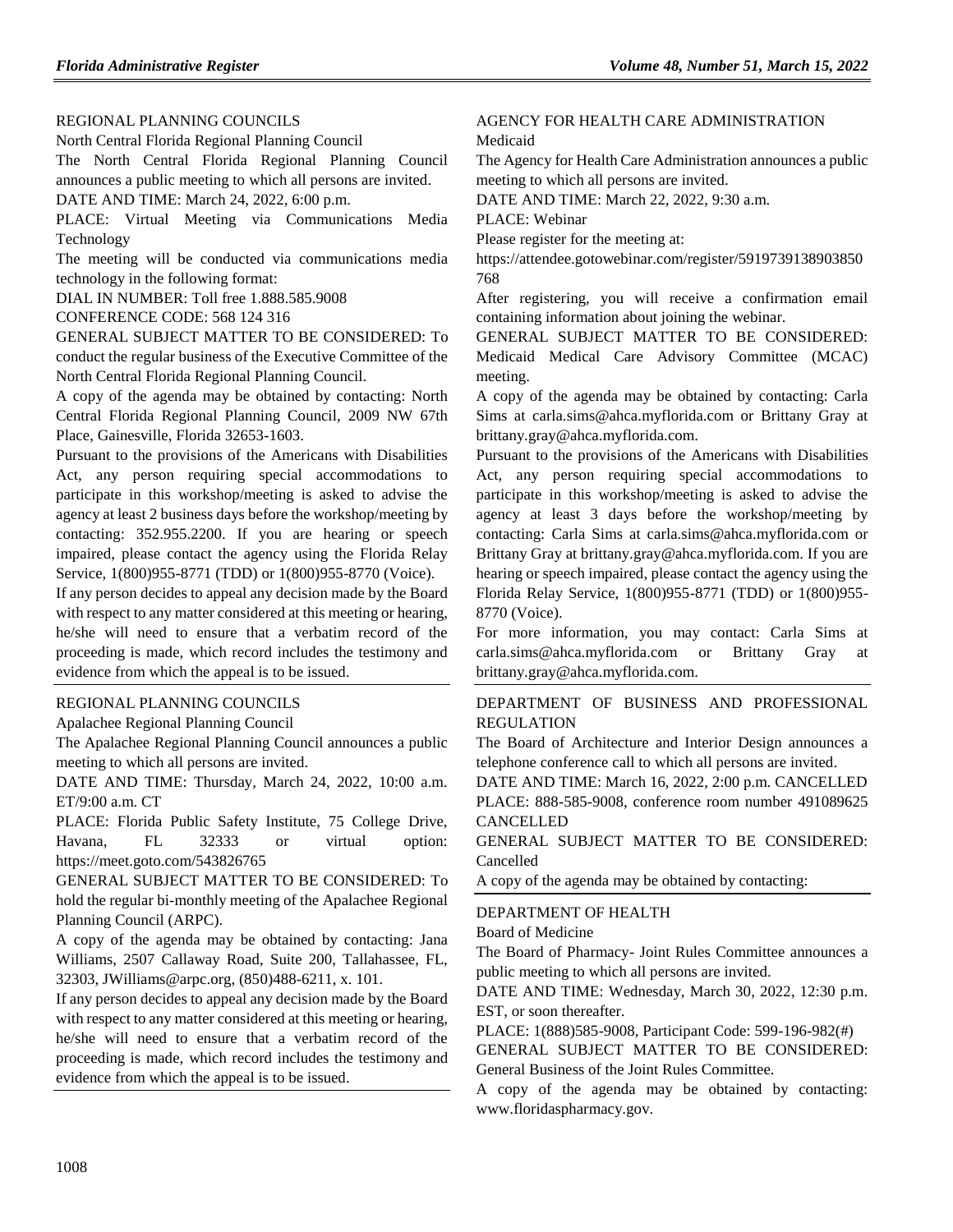REGIONAL PLANNING COUNCILS

North Central Florida Regional Planning Council

The North Central Florida Regional Planning Council announces a public meeting to which all persons are invited.

DATE AND TIME: March 24, 2022, 6:00 p.m.

PLACE: Virtual Meeting via Communications Media Technology

The meeting will be conducted via communications media technology in the following format:

DIAL IN NUMBER: Toll free 1.888.585.9008

CONFERENCE CODE: 568 124 316

GENERAL SUBJECT MATTER TO BE CONSIDERED: To conduct the regular business of the Executive Committee of the North Central Florida Regional Planning Council.

A copy of the agenda may be obtained by contacting: North Central Florida Regional Planning Council, 2009 NW 67th Place, Gainesville, Florida 32653-1603.

Pursuant to the provisions of the Americans with Disabilities Act, any person requiring special accommodations to participate in this workshop/meeting is asked to advise the agency at least 2 business days before the workshop/meeting by contacting: 352.955.2200. If you are hearing or speech impaired, please contact the agency using the Florida Relay Service, 1(800)955-8771 (TDD) or 1(800)955-8770 (Voice).

If any person decides to appeal any decision made by the Board with respect to any matter considered at this meeting or hearing, he/she will need to ensure that a verbatim record of the proceeding is made, which record includes the testimony and evidence from which the appeal is to be issued.

---

REGIONAL PLANNING COUNCILS

Apalachee Regional Planning Council

The Apalachee Regional Planning Council announces a public meeting to which all persons are invited.

DATE AND TIME: Thursday, March 24, 2022, 10:00 a.m. ET/9:00 a.m. CT

PLACE: Florida Public Safety Institute, 75 College Drive, Havana, FL 32333 or virtual option: https://meet.goto.com/543826765

GENERAL SUBJECT MATTER TO BE CONSIDERED: To hold the regular bi-monthly meeting of the Apalachee Regional Planning Council (ARPC).

A copy of the agenda may be obtained by contacting: Jana Williams, 2507 Callaway Road, Suite 200, Tallahassee, FL, 32303, JWilliams@arpc.org, (850)488-6211, x. 101.

If any person decides to appeal any decision made by the Board with respect to any matter considered at this meeting or hearing, he/she will need to ensure that a verbatim record of the proceeding is made, which record includes the testimony and evidence from which the appeal is to be issued.

---

AGENCY FOR HEALTH CARE ADMINISTRATION

Medicaid

The Agency for Health Care Administration announces a public meeting to which all persons are invited.

DATE AND TIME: March 22, 2022, 9:30 a.m.

PLACE: Webinar

Please register for the meeting at:

https://attendee.gotowebinar.com/register/5919739138903850768

After registering, you will receive a confirmation email containing information about joining the webinar.

GENERAL SUBJECT MATTER TO BE CONSIDERED: Medicaid Medical Care Advisory Committee (MCAC) meeting.

A copy of the agenda may be obtained by contacting: Carla Sims at carla.sims@ahca.myflorida.com or Brittany Gray at brittany.gray@ahca.myflorida.com.

Pursuant to the provisions of the Americans with Disabilities Act, any person requiring special accommodations to participate in this workshop/meeting is asked to advise the agency at least 3 days before the workshop/meeting by contacting: Carla Sims at carla.sims@ahca.myflorida.com or Brittany Gray at brittany.gray@ahca.myflorida.com. If you are hearing or speech impaired, please contact the agency using the Florida Relay Service, 1(800)955-8771 (TDD) or 1(800)955-8770 (Voice).

For more information, you may contact: Carla Sims at carla.sims@ahca.myflorida.com or Brittany Gray at brittany.gray@ahca.myflorida.com.

---

DEPARTMENT OF BUSINESS AND PROFESSIONAL REGULATION

The Board of Architecture and Interior Design announces a telephone conference call to which all persons are invited.

DATE AND TIME: March 16, 2022, 2:00 p.m. CANCELLED

PLACE: 888-585-9008, conference room number 491089625 CANCELLED

GENERAL SUBJECT MATTER TO BE CONSIDERED: Cancelled

A copy of the agenda may be obtained by contacting:

---

DEPARTMENT OF HEALTH

Board of Medicine

The Board of Pharmacy- Joint Rules Committee announces a public meeting to which all persons are invited.

DATE AND TIME: Wednesday, March 30, 2022, 12:30 p.m. EST, or soon thereafter.

PLACE: 1(888)585-9008, Participant Code: 599-196-982(#)

GENERAL SUBJECT MATTER TO BE CONSIDERED: General Business of the Joint Rules Committee.

A copy of the agenda may be obtained by contacting: www.floridaspharmacy.gov.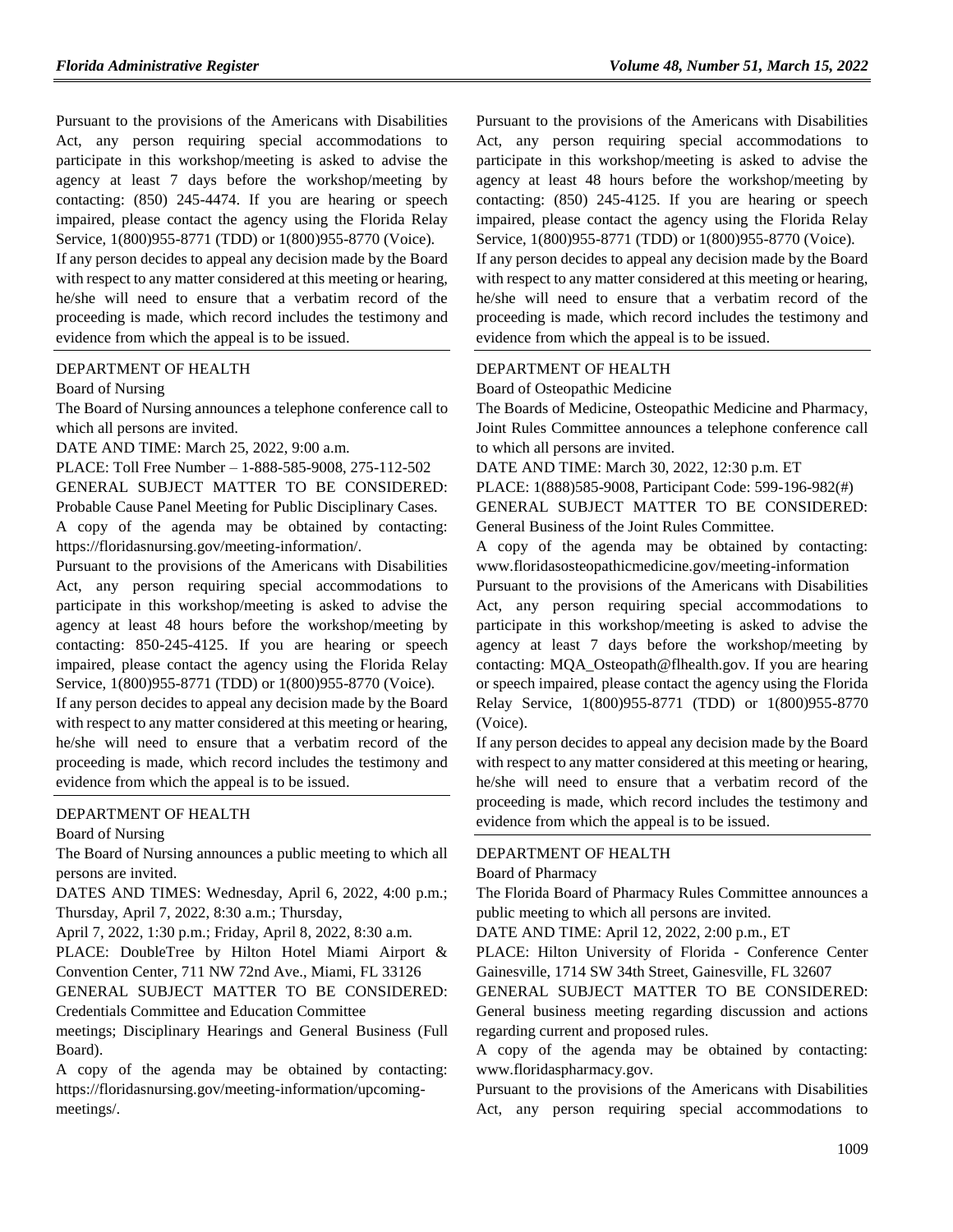Pursuant to the provisions of the Americans with Disabilities Act, any person requiring special accommodations to participate in this workshop/meeting is asked to advise the agency at least 7 days before the workshop/meeting by contacting: (850) 245-4474. If you are hearing or speech impaired, please contact the agency using the Florida Relay Service, 1(800)955-8771 (TDD) or 1(800)955-8770 (Voice).

If any person decides to appeal any decision made by the Board with respect to any matter considered at this meeting or hearing, he/she will need to ensure that a verbatim record of the proceeding is made, which record includes the testimony and evidence from which the appeal is to be issued.

---

DEPARTMENT OF HEALTH

Board of Nursing

The Board of Nursing announces a telephone conference call to which all persons are invited.

DATE AND TIME: March 25, 2022, 9:00 a.m.

PLACE: Toll Free Number – 1-888-585-9008, 275-112-502

GENERAL SUBJECT MATTER TO BE CONSIDERED: Probable Cause Panel Meeting for Public Disciplinary Cases.

A copy of the agenda may be obtained by contacting: https://floridasnursing.gov/meeting-information/.

Pursuant to the provisions of the Americans with Disabilities Act, any person requiring special accommodations to participate in this workshop/meeting is asked to advise the agency at least 48 hours before the workshop/meeting by contacting: 850-245-4125. If you are hearing or speech impaired, please contact the agency using the Florida Relay Service, 1(800)955-8771 (TDD) or 1(800)955-8770 (Voice).

If any person decides to appeal any decision made by the Board with respect to any matter considered at this meeting or hearing, he/she will need to ensure that a verbatim record of the proceeding is made, which record includes the testimony and evidence from which the appeal is to be issued.

---

DEPARTMENT OF HEALTH

Board of Nursing

The Board of Nursing announces a public meeting to which all persons are invited.

DATES AND TIMES: Wednesday, April 6, 2022, 4:00 p.m.; Thursday, April 7, 2022, 8:30 a.m.; Thursday,

April 7, 2022, 1:30 p.m.; Friday, April 8, 2022, 8:30 a.m.

PLACE: DoubleTree by Hilton Hotel Miami Airport & Convention Center, 711 NW 72nd Ave., Miami, FL 33126

GENERAL SUBJECT MATTER TO BE CONSIDERED: Credentials Committee and Education Committee

meetings; Disciplinary Hearings and General Business (Full Board).

A copy of the agenda may be obtained by contacting: https://floridasnursing.gov/meeting-information/upcoming-meetings/.

Pursuant to the provisions of the Americans with Disabilities Act, any person requiring special accommodations to participate in this workshop/meeting is asked to advise the agency at least 48 hours before the workshop/meeting by contacting: (850) 245-4125. If you are hearing or speech impaired, please contact the agency using the Florida Relay Service, 1(800)955-8771 (TDD) or 1(800)955-8770 (Voice).

If any person decides to appeal any decision made by the Board with respect to any matter considered at this meeting or hearing, he/she will need to ensure that a verbatim record of the proceeding is made, which record includes the testimony and evidence from which the appeal is to be issued.

---

DEPARTMENT OF HEALTH

Board of Osteopathic Medicine

The Boards of Medicine, Osteopathic Medicine and Pharmacy, Joint Rules Committee announces a telephone conference call to which all persons are invited.

DATE AND TIME: March 30, 2022, 12:30 p.m. ET

PLACE: 1(888)585-9008, Participant Code: 599-196-982(#)

GENERAL SUBJECT MATTER TO BE CONSIDERED: General Business of the Joint Rules Committee.

A copy of the agenda may be obtained by contacting: www.floridasosteopathicmedicine.gov/meeting-information

Pursuant to the provisions of the Americans with Disabilities Act, any person requiring special accommodations to participate in this workshop/meeting is asked to advise the agency at least 7 days before the workshop/meeting by contacting: MQA_Osteopath@flhealth.gov. If you are hearing or speech impaired, please contact the agency using the Florida Relay Service, 1(800)955-8771 (TDD) or 1(800)955-8770 (Voice).

If any person decides to appeal any decision made by the Board with respect to any matter considered at this meeting or hearing, he/she will need to ensure that a verbatim record of the proceeding is made, which record includes the testimony and evidence from which the appeal is to be issued.

---

DEPARTMENT OF HEALTH

Board of Pharmacy

The Florida Board of Pharmacy Rules Committee announces a public meeting to which all persons are invited.

DATE AND TIME: April 12, 2022, 2:00 p.m., ET

PLACE: Hilton University of Florida - Conference Center Gainesville, 1714 SW 34th Street, Gainesville, FL 32607

GENERAL SUBJECT MATTER TO BE CONSIDERED: General business meeting regarding discussion and actions regarding current and proposed rules.

A copy of the agenda may be obtained by contacting: www.floridaspharmacy.gov.

Pursuant to the provisions of the Americans with Disabilities Act, any person requiring special accommodations to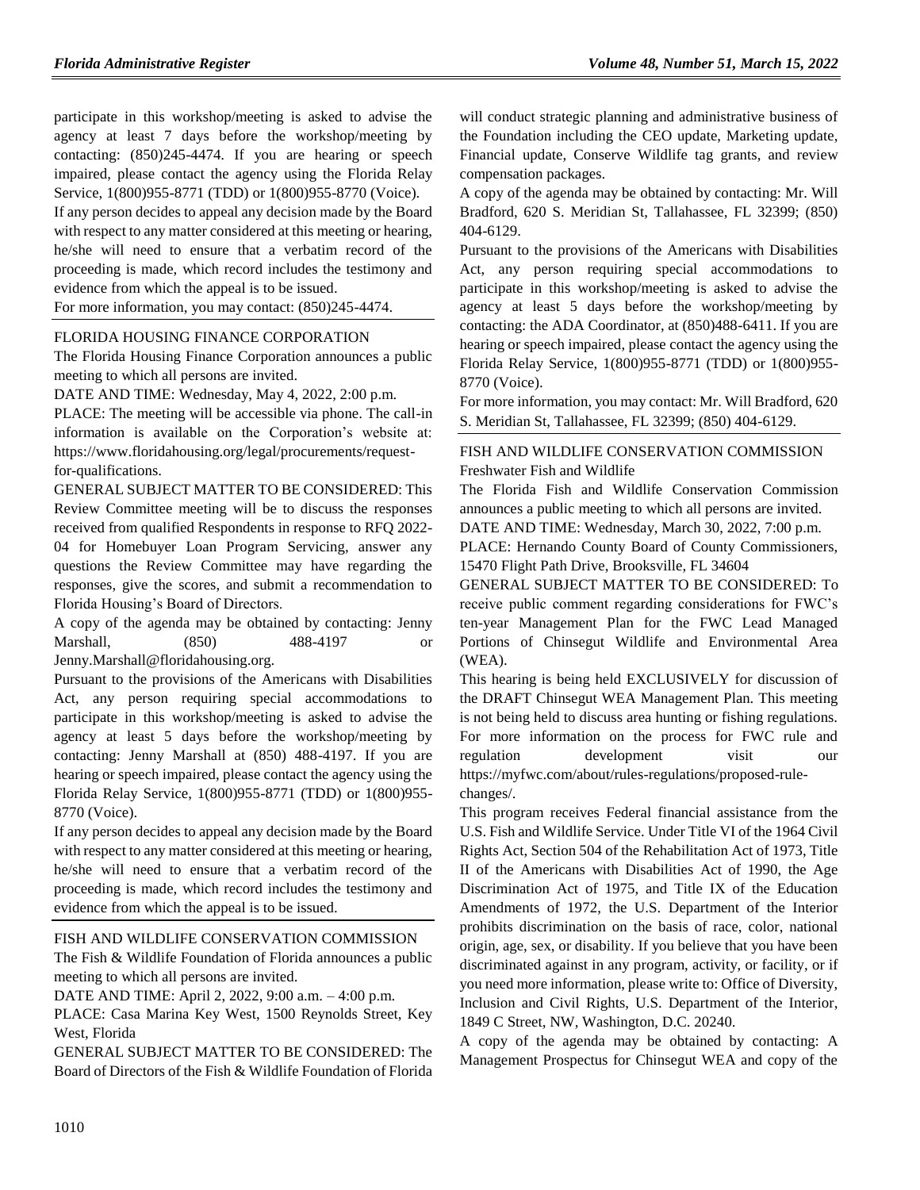participate in this workshop/meeting is asked to advise the agency at least 7 days before the workshop/meeting by contacting: (850)245-4474. If you are hearing or speech impaired, please contact the agency using the Florida Relay Service, 1(800)955-8771 (TDD) or 1(800)955-8770 (Voice).

If any person decides to appeal any decision made by the Board with respect to any matter considered at this meeting or hearing, he/she will need to ensure that a verbatim record of the proceeding is made, which record includes the testimony and evidence from which the appeal is to be issued.

For more information, you may contact: (850)245-4474.

FLORIDA HOUSING FINANCE CORPORATION

The Florida Housing Finance Corporation announces a public meeting to which all persons are invited.

DATE AND TIME: Wednesday, May 4, 2022, 2:00 p.m.

PLACE: The meeting will be accessible via phone. The call-in information is available on the Corporation's website at: https://www.floridahousing.org/legal/procurements/request-for-qualifications.

GENERAL SUBJECT MATTER TO BE CONSIDERED: This Review Committee meeting will be to discuss the responses received from qualified Respondents in response to RFQ 2022-04 for Homebuyer Loan Program Servicing, answer any questions the Review Committee may have regarding the responses, give the scores, and submit a recommendation to Florida Housing's Board of Directors.

A copy of the agenda may be obtained by contacting: Jenny Marshall, (850) 488-4197 or Jenny.Marshall@floridahousing.org.

Pursuant to the provisions of the Americans with Disabilities Act, any person requiring special accommodations to participate in this workshop/meeting is asked to advise the agency at least 5 days before the workshop/meeting by contacting: Jenny Marshall at (850) 488-4197. If you are hearing or speech impaired, please contact the agency using the Florida Relay Service, 1(800)955-8771 (TDD) or 1(800)955-8770 (Voice).

If any person decides to appeal any decision made by the Board with respect to any matter considered at this meeting or hearing, he/she will need to ensure that a verbatim record of the proceeding is made, which record includes the testimony and evidence from which the appeal is to be issued.

FISH AND WILDLIFE CONSERVATION COMMISSION

The Fish & Wildlife Foundation of Florida announces a public meeting to which all persons are invited.

DATE AND TIME: April 2, 2022, 9:00 a.m. – 4:00 p.m.

PLACE: Casa Marina Key West, 1500 Reynolds Street, Key West, Florida

GENERAL SUBJECT MATTER TO BE CONSIDERED: The Board of Directors of the Fish & Wildlife Foundation of Florida will conduct strategic planning and administrative business of the Foundation including the CEO update, Marketing update, Financial update, Conserve Wildlife tag grants, and review compensation packages.

A copy of the agenda may be obtained by contacting: Mr. Will Bradford, 620 S. Meridian St, Tallahassee, FL 32399; (850) 404-6129.

Pursuant to the provisions of the Americans with Disabilities Act, any person requiring special accommodations to participate in this workshop/meeting is asked to advise the agency at least 5 days before the workshop/meeting by contacting: the ADA Coordinator, at (850)488-6411. If you are hearing or speech impaired, please contact the agency using the Florida Relay Service, 1(800)955-8771 (TDD) or 1(800)955-8770 (Voice).

For more information, you may contact: Mr. Will Bradford, 620 S. Meridian St, Tallahassee, FL 32399; (850) 404-6129.

FISH AND WILDLIFE CONSERVATION COMMISSION

Freshwater Fish and Wildlife

The Florida Fish and Wildlife Conservation Commission announces a public meeting to which all persons are invited.

DATE AND TIME: Wednesday, March 30, 2022, 7:00 p.m.

PLACE: Hernando County Board of County Commissioners, 15470 Flight Path Drive, Brooksville, FL 34604

GENERAL SUBJECT MATTER TO BE CONSIDERED: To receive public comment regarding considerations for FWC's ten-year Management Plan for the FWC Lead Managed Portions of Chinsegut Wildlife and Environmental Area (WEA).

This hearing is being held EXCLUSIVELY for discussion of the DRAFT Chinsegut WEA Management Plan. This meeting is not being held to discuss area hunting or fishing regulations. For more information on the process for FWC rule and regulation development visit our https://myfwc.com/about/rules-regulations/proposed-rule-changes/.

This program receives Federal financial assistance from the U.S. Fish and Wildlife Service. Under Title VI of the 1964 Civil Rights Act, Section 504 of the Rehabilitation Act of 1973, Title II of the Americans with Disabilities Act of 1990, the Age Discrimination Act of 1975, and Title IX of the Education Amendments of 1972, the U.S. Department of the Interior prohibits discrimination on the basis of race, color, national origin, age, sex, or disability. If you believe that you have been discriminated against in any program, activity, or facility, or if you need more information, please write to: Office of Diversity, Inclusion and Civil Rights, U.S. Department of the Interior, 1849 C Street, NW, Washington, D.C. 20240.

A copy of the agenda may be obtained by contacting: A Management Prospectus for Chinsegut WEA and copy of the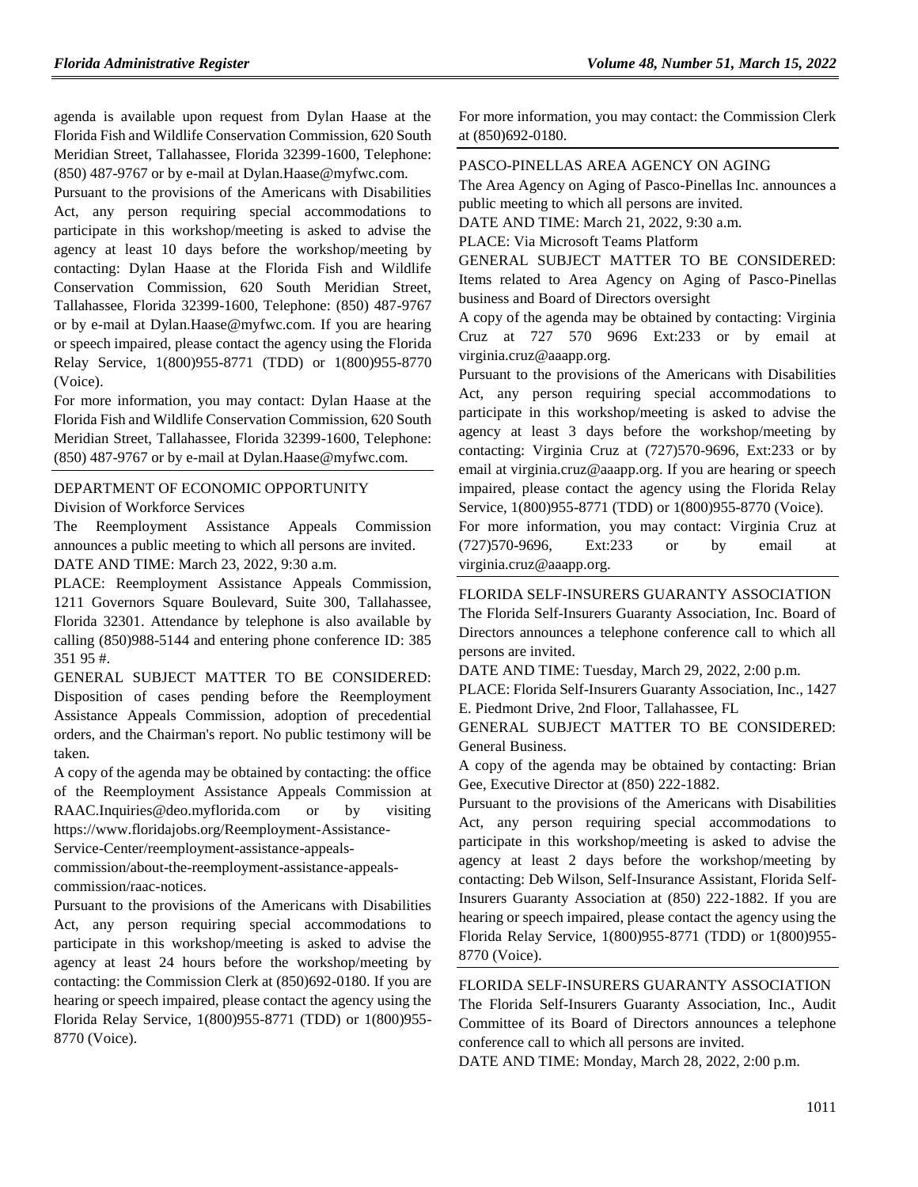agenda is available upon request from Dylan Haase at the Florida Fish and Wildlife Conservation Commission, 620 South Meridian Street, Tallahassee, Florida 32399-1600, Telephone: (850) 487-9767 or by e-mail at Dylan.Haase@myfwc.com.

Pursuant to the provisions of the Americans with Disabilities Act, any person requiring special accommodations to participate in this workshop/meeting is asked to advise the agency at least 10 days before the workshop/meeting by contacting: Dylan Haase at the Florida Fish and Wildlife Conservation Commission, 620 South Meridian Street, Tallahassee, Florida 32399-1600, Telephone: (850) 487-9767 or by e-mail at Dylan.Haase@myfwc.com. If you are hearing or speech impaired, please contact the agency using the Florida Relay Service, 1(800)955-8771 (TDD) or 1(800)955-8770 (Voice).

For more information, you may contact: Dylan Haase at the Florida Fish and Wildlife Conservation Commission, 620 South Meridian Street, Tallahassee, Florida 32399-1600, Telephone: (850) 487-9767 or by e-mail at Dylan.Haase@myfwc.com.

---

DEPARTMENT OF ECONOMIC OPPORTUNITY

Division of Workforce Services

The Reemployment Assistance Appeals Commission announces a public meeting to which all persons are invited.

DATE AND TIME: March 23, 2022, 9:30 a.m.

PLACE: Reemployment Assistance Appeals Commission, 1211 Governors Square Boulevard, Suite 300, Tallahassee, Florida 32301. Attendance by telephone is also available by calling (850)988-5144 and entering phone conference ID: 385 351 95 #.

GENERAL SUBJECT MATTER TO BE CONSIDERED: Disposition of cases pending before the Reemployment Assistance Appeals Commission, adoption of precedential orders, and the Chairman's report. No public testimony will be taken.

A copy of the agenda may be obtained by contacting: the office of the Reemployment Assistance Appeals Commission at RAAC.Inquiries@deo.myflorida.com or by visiting https://www.floridajobs.org/Reemployment-Assistance-Service-Center/reemployment-assistance-appeals-commission/about-the-reemployment-assistance-appeals-commission/raac-notices.

Pursuant to the provisions of the Americans with Disabilities Act, any person requiring special accommodations to participate in this workshop/meeting is asked to advise the agency at least 24 hours before the workshop/meeting by contacting: the Commission Clerk at (850)692-0180. If you are hearing or speech impaired, please contact the agency using the Florida Relay Service, 1(800)955-8771 (TDD) or 1(800)955-8770 (Voice).

For more information, you may contact: the Commission Clerk at (850)692-0180.

---

PASCO-PINELLAS AREA AGENCY ON AGING

The Area Agency on Aging of Pasco-Pinellas Inc. announces a public meeting to which all persons are invited.

DATE AND TIME: March 21, 2022, 9:30 a.m.

PLACE: Via Microsoft Teams Platform

GENERAL SUBJECT MATTER TO BE CONSIDERED: Items related to Area Agency on Aging of Pasco-Pinellas business and Board of Directors oversight

A copy of the agenda may be obtained by contacting: Virginia Cruz at 727 570 9696 Ext:233 or by email at virginia.cruz@aaapp.org.

Pursuant to the provisions of the Americans with Disabilities Act, any person requiring special accommodations to participate in this workshop/meeting is asked to advise the agency at least 3 days before the workshop/meeting by contacting: Virginia Cruz at (727)570-9696, Ext:233 or by email at virginia.cruz@aaapp.org. If you are hearing or speech impaired, please contact the agency using the Florida Relay Service, 1(800)955-8771 (TDD) or 1(800)955-8770 (Voice).

For more information, you may contact: Virginia Cruz at (727)570-9696, Ext:233 or by email at virginia.cruz@aaapp.org.

---

FLORIDA SELF-INSURERS GUARANTY ASSOCIATION

The Florida Self-Insurers Guaranty Association, Inc. Board of Directors announces a telephone conference call to which all persons are invited.

DATE AND TIME: Tuesday, March 29, 2022, 2:00 p.m.

PLACE: Florida Self-Insurers Guaranty Association, Inc., 1427 E. Piedmont Drive, 2nd Floor, Tallahassee, FL

GENERAL SUBJECT MATTER TO BE CONSIDERED: General Business.

A copy of the agenda may be obtained by contacting: Brian Gee, Executive Director at (850) 222-1882.

Pursuant to the provisions of the Americans with Disabilities Act, any person requiring special accommodations to participate in this workshop/meeting is asked to advise the agency at least 2 days before the workshop/meeting by contacting: Deb Wilson, Self-Insurance Assistant, Florida Self-Insurers Guaranty Association at (850) 222-1882. If you are hearing or speech impaired, please contact the agency using the Florida Relay Service, 1(800)955-8771 (TDD) or 1(800)955-8770 (Voice).

---

FLORIDA SELF-INSURERS GUARANTY ASSOCIATION

The Florida Self-Insurers Guaranty Association, Inc., Audit Committee of its Board of Directors announces a telephone conference call to which all persons are invited.

DATE AND TIME: Monday, March 28, 2022, 2:00 p.m.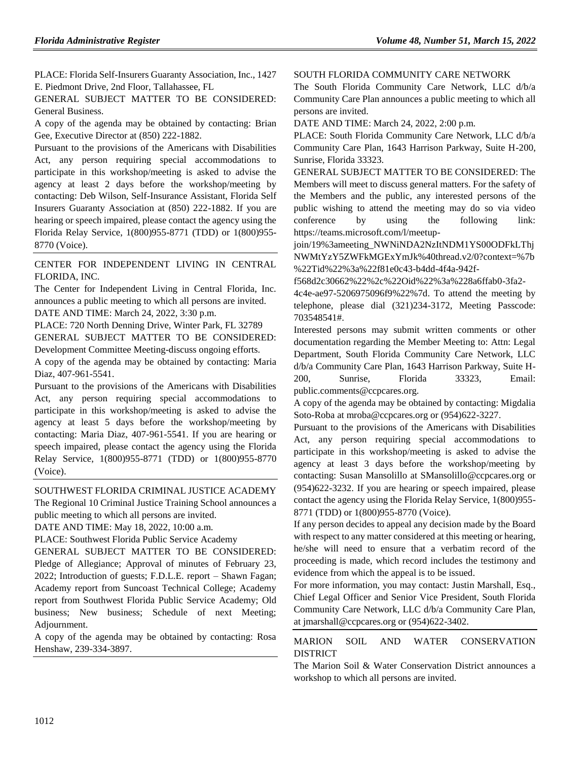PLACE: Florida Self-Insurers Guaranty Association, Inc., 1427 E. Piedmont Drive, 2nd Floor, Tallahassee, FL

GENERAL SUBJECT MATTER TO BE CONSIDERED: General Business.

A copy of the agenda may be obtained by contacting: Brian Gee, Executive Director at (850) 222-1882.

Pursuant to the provisions of the Americans with Disabilities Act, any person requiring special accommodations to participate in this workshop/meeting is asked to advise the agency at least 2 days before the workshop/meeting by contacting: Deb Wilson, Self-Insurance Assistant, Florida Self Insurers Guaranty Association at (850) 222-1882. If you are hearing or speech impaired, please contact the agency using the Florida Relay Service, 1(800)955-8771 (TDD) or 1(800)955-8770 (Voice).

CENTER FOR INDEPENDENT LIVING IN CENTRAL FLORIDA, INC.

The Center for Independent Living in Central Florida, Inc. announces a public meeting to which all persons are invited.

DATE AND TIME: March 24, 2022, 3:30 p.m.

PLACE: 720 North Denning Drive, Winter Park, FL 32789

GENERAL SUBJECT MATTER TO BE CONSIDERED: Development Committee Meeting-discuss ongoing efforts.

A copy of the agenda may be obtained by contacting: Maria Diaz, 407-961-5541.

Pursuant to the provisions of the Americans with Disabilities Act, any person requiring special accommodations to participate in this workshop/meeting is asked to advise the agency at least 5 days before the workshop/meeting by contacting: Maria Diaz, 407-961-5541. If you are hearing or speech impaired, please contact the agency using the Florida Relay Service, 1(800)955-8771 (TDD) or 1(800)955-8770 (Voice).

SOUTHWEST FLORIDA CRIMINAL JUSTICE ACADEMY

The Regional 10 Criminal Justice Training School announces a public meeting to which all persons are invited.

DATE AND TIME: May 18, 2022, 10:00 a.m.

PLACE: Southwest Florida Public Service Academy

GENERAL SUBJECT MATTER TO BE CONSIDERED: Pledge of Allegiance; Approval of minutes of February 23, 2022; Introduction of guests; F.D.L.E. report – Shawn Fagan; Academy report from Suncoast Technical College; Academy report from Southwest Florida Public Service Academy; Old business; New business; Schedule of next Meeting; Adjournment.

A copy of the agenda may be obtained by contacting: Rosa Henshaw, 239-334-3897.

SOUTH FLORIDA COMMUNITY CARE NETWORK

The South Florida Community Care Network, LLC d/b/a Community Care Plan announces a public meeting to which all persons are invited.

DATE AND TIME: March 24, 2022, 2:00 p.m.

PLACE: South Florida Community Care Network, LLC d/b/a Community Care Plan, 1643 Harrison Parkway, Suite H-200, Sunrise, Florida 33323.

GENERAL SUBJECT MATTER TO BE CONSIDERED: The Members will meet to discuss general matters. For the safety of the Members and the public, any interested persons of the public wishing to attend the meeting may do so via video conference by using the following link: https://teams.microsoft.com/l/meetup-join/19%3ameeting_NWNiNDA2NzItNDM1YS00ODFkLThjNWMtYzY5ZWFkMGExYmJk%40thread.v2/0?context=%7b%22Tid%22%3a%22f81e0c43-b4dd-4f4a-942f-f568d2c30662%22%2c%22Oid%22%3a%228a6ffab0-3fa2-4c4e-ae97-5206975096f9%22%7d. To attend the meeting by telephone, please dial (321)234-3172, Meeting Passcode: 703548541#.

Interested persons may submit written comments or other documentation regarding the Member Meeting to: Attn: Legal Department, South Florida Community Care Network, LLC d/b/a Community Care Plan, 1643 Harrison Parkway, Suite H-200, Sunrise, Florida 33323, Email: public.comments@ccpcares.org.

A copy of the agenda may be obtained by contacting: Migdalia Soto-Roba at mroba@ccpcares.org or (954)622-3227.

Pursuant to the provisions of the Americans with Disabilities Act, any person requiring special accommodations to participate in this workshop/meeting is asked to advise the agency at least 3 days before the workshop/meeting by contacting: Susan Mansolillo at SMansolillo@ccpcares.org or (954)622-3232. If you are hearing or speech impaired, please contact the agency using the Florida Relay Service, 1(800)955-8771 (TDD) or 1(800)955-8770 (Voice).

If any person decides to appeal any decision made by the Board with respect to any matter considered at this meeting or hearing, he/she will need to ensure that a verbatim record of the proceeding is made, which record includes the testimony and evidence from which the appeal is to be issued.

For more information, you may contact: Justin Marshall, Esq., Chief Legal Officer and Senior Vice President, South Florida Community Care Network, LLC d/b/a Community Care Plan, at jmarshall@ccpcares.org or (954)622-3402.

MARION SOIL AND WATER CONSERVATION DISTRICT

The Marion Soil & Water Conservation District announces a workshop to which all persons are invited.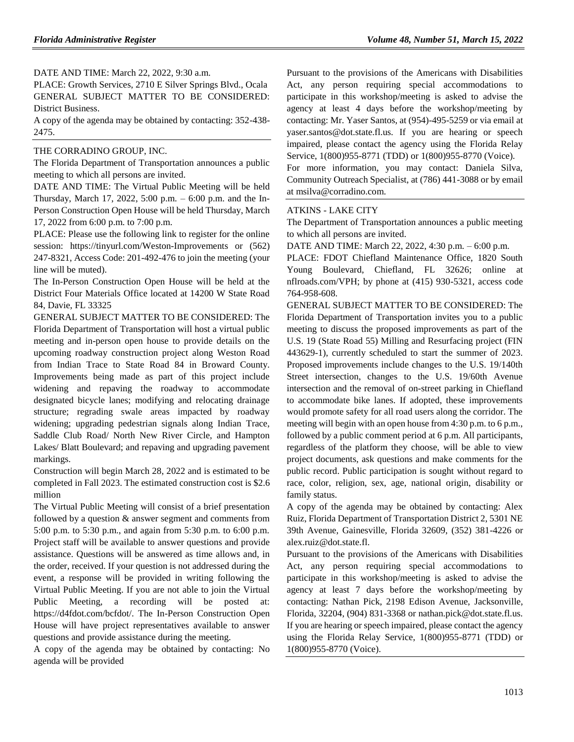DATE AND TIME: March 22, 2022, 9:30 a.m.

PLACE: Growth Services, 2710 E Silver Springs Blvd., Ocala

GENERAL SUBJECT MATTER TO BE CONSIDERED: District Business.

A copy of the agenda may be obtained by contacting: 352-438-2475.

---

THE CORRADINO GROUP, INC.

The Florida Department of Transportation announces a public meeting to which all persons are invited.

DATE AND TIME: The Virtual Public Meeting will be held Thursday, March 17, 2022, 5:00 p.m. – 6:00 p.m. and the In-Person Construction Open House will be held Thursday, March 17, 2022 from 6:00 p.m. to 7:00 p.m.

PLACE: Please use the following link to register for the online session: https://tinyurl.com/Weston-Improvements or (562) 247-8321, Access Code: 201-492-476 to join the meeting (your line will be muted).

The In-Person Construction Open House will be held at the District Four Materials Office located at 14200 W State Road 84, Davie, FL 33325

GENERAL SUBJECT MATTER TO BE CONSIDERED: The Florida Department of Transportation will host a virtual public meeting and in-person open house to provide details on the upcoming roadway construction project along Weston Road from Indian Trace to State Road 84 in Broward County. Improvements being made as part of this project include widening and repaving the roadway to accommodate designated bicycle lanes; modifying and relocating drainage structure; regrading swale areas impacted by roadway widening; upgrading pedestrian signals along Indian Trace, Saddle Club Road/ North New River Circle, and Hampton Lakes/ Blatt Boulevard; and repaving and upgrading pavement markings.

Construction will begin March 28, 2022 and is estimated to be completed in Fall 2023. The estimated construction cost is $2.6 million

The Virtual Public Meeting will consist of a brief presentation followed by a question & answer segment and comments from 5:00 p.m. to 5:30 p.m., and again from 5:30 p.m. to 6:00 p.m. Project staff will be available to answer questions and provide assistance. Questions will be answered as time allows and, in the order, received. If your question is not addressed during the event, a response will be provided in writing following the Virtual Public Meeting. If you are not able to join the Virtual Public Meeting, a recording will be posted at: https://d4fdot.com/bcfdot/. The In-Person Construction Open House will have project representatives available to answer questions and provide assistance during the meeting.

A copy of the agenda may be obtained by contacting: No agenda will be provided

Pursuant to the provisions of the Americans with Disabilities Act, any person requiring special accommodations to participate in this workshop/meeting is asked to advise the agency at least 4 days before the workshop/meeting by contacting: Mr. Yaser Santos, at (954)-495-5259 or via email at yaser.santos@dot.state.fl.us. If you are hearing or speech impaired, please contact the agency using the Florida Relay Service, 1(800)955-8771 (TDD) or 1(800)955-8770 (Voice).

For more information, you may contact: Daniela Silva, Community Outreach Specialist, at (786) 441-3088 or by email at msilva@corradino.com.

---

ATKINS - LAKE CITY

The Department of Transportation announces a public meeting to which all persons are invited.

DATE AND TIME: March 22, 2022, 4:30 p.m. – 6:00 p.m.

PLACE: FDOT Chiefland Maintenance Office, 1820 South Young Boulevard, Chiefland, FL 32626; online at nflroads.com/VPH; by phone at (415) 930-5321, access code 764-958-608.

GENERAL SUBJECT MATTER TO BE CONSIDERED: The Florida Department of Transportation invites you to a public meeting to discuss the proposed improvements as part of the U.S. 19 (State Road 55) Milling and Resurfacing project (FIN 443629-1), currently scheduled to start the summer of 2023. Proposed improvements include changes to the U.S. 19/140th Street intersection, changes to the U.S. 19/60th Avenue intersection and the removal of on-street parking in Chiefland to accommodate bike lanes. If adopted, these improvements would promote safety for all road users along the corridor. The meeting will begin with an open house from 4:30 p.m. to 6 p.m., followed by a public comment period at 6 p.m. All participants, regardless of the platform they choose, will be able to view project documents, ask questions and make comments for the public record. Public participation is sought without regard to race, color, religion, sex, age, national origin, disability or family status.

A copy of the agenda may be obtained by contacting: Alex Ruiz, Florida Department of Transportation District 2, 5301 NE 39th Avenue, Gainesville, Florida 32609, (352) 381-4226 or alex.ruiz@dot.state.fl.

Pursuant to the provisions of the Americans with Disabilities Act, any person requiring special accommodations to participate in this workshop/meeting is asked to advise the agency at least 7 days before the workshop/meeting by contacting: Nathan Pick, 2198 Edison Avenue, Jacksonville, Florida, 32204, (904) 831-3368 or nathan.pick@dot.state.fl.us. If you are hearing or speech impaired, please contact the agency using the Florida Relay Service, 1(800)955-8771 (TDD) or 1(800)955-8770 (Voice).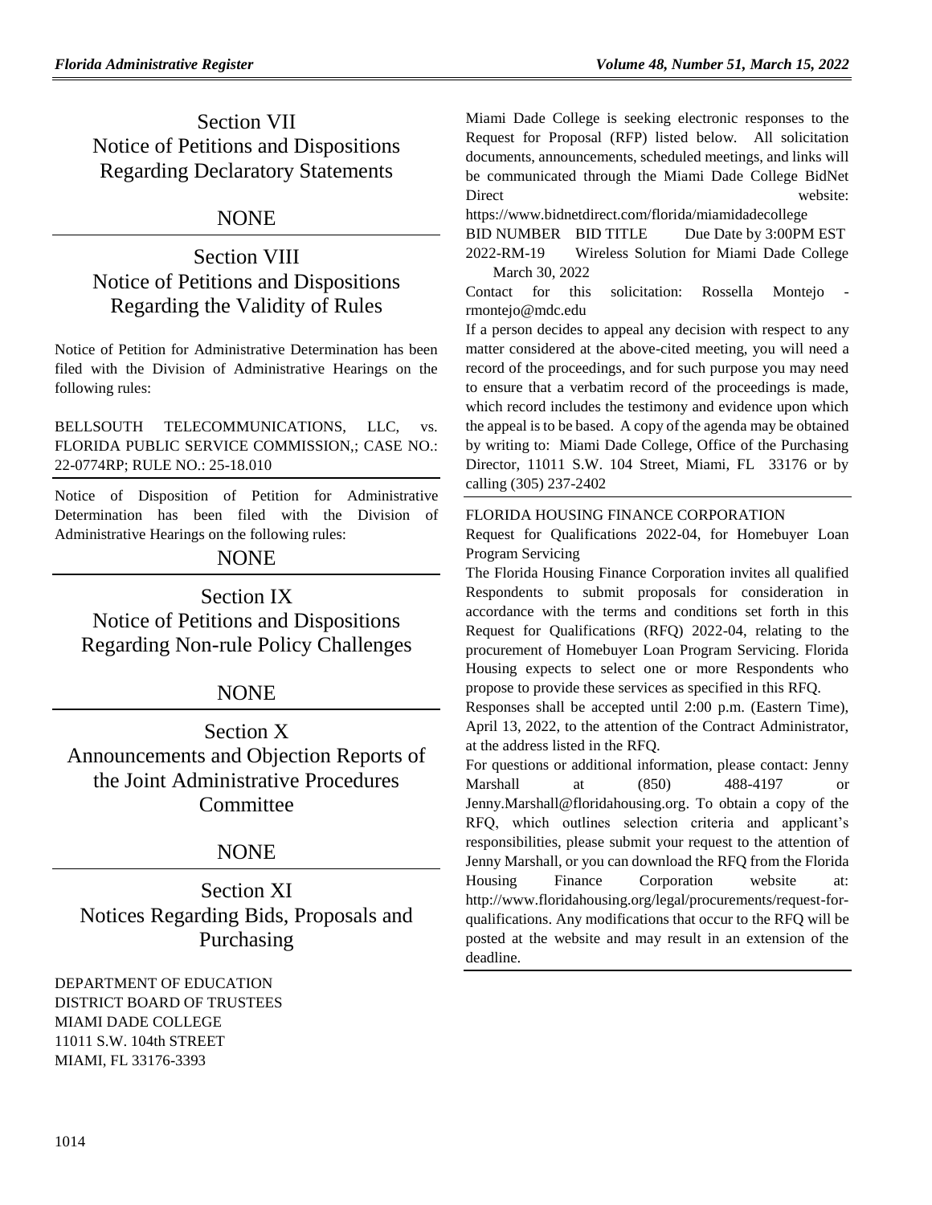## Section VII
## Notice of Petitions and Dispositions Regarding Declaratory Statements

NONE

## Section VIII
## Notice of Petitions and Dispositions Regarding the Validity of Rules

Notice of Petition for Administrative Determination has been filed with the Division of Administrative Hearings on the following rules:

BELLSOUTH TELECOMMUNICATIONS, LLC, vs. FLORIDA PUBLIC SERVICE COMMISSION,; CASE NO.: 22-0774RP; RULE NO.: 25-18.010

Notice of Disposition of Petition for Administrative Determination has been filed with the Division of Administrative Hearings on the following rules:

NONE

## Section IX
## Notice of Petitions and Dispositions Regarding Non-rule Policy Challenges

NONE

## Section X
## Announcements and Objection Reports of the Joint Administrative Procedures Committee

NONE

## Section XI
## Notices Regarding Bids, Proposals and Purchasing

DEPARTMENT OF EDUCATION
DISTRICT BOARD OF TRUSTEES
MIAMI DADE COLLEGE
11011 S.W. 104th STREET
MIAMI, FL 33176-3393

Miami Dade College is seeking electronic responses to the Request for Proposal (RFP) listed below. All solicitation documents, announcements, scheduled meetings, and links will be communicated through the Miami Dade College BidNet Direct website: https://www.bidnetdirect.com/florida/miamidadecollege

| BID NUMBER | BID TITLE | Due Date by 3:00PM EST |
|---|---|---|
| 2022-RM-19 | Wireless Solution for Miami Dade College | March 30, 2022 |

Contact for this solicitation: Rossella Montejo - rmontejo@mdc.edu

If a person decides to appeal any decision with respect to any matter considered at the above-cited meeting, you will need a record of the proceedings, and for such purpose you may need to ensure that a verbatim record of the proceedings is made, which record includes the testimony and evidence upon which the appeal is to be based. A copy of the agenda may be obtained by writing to: Miami Dade College, Office of the Purchasing Director, 11011 S.W. 104 Street, Miami, FL 33176 or by calling (305) 237-2402

FLORIDA HOUSING FINANCE CORPORATION

Request for Qualifications 2022-04, for Homebuyer Loan Program Servicing

The Florida Housing Finance Corporation invites all qualified Respondents to submit proposals for consideration in accordance with the terms and conditions set forth in this Request for Qualifications (RFQ) 2022-04, relating to the procurement of Homebuyer Loan Program Servicing. Florida Housing expects to select one or more Respondents who propose to provide these services as specified in this RFQ.

Responses shall be accepted until 2:00 p.m. (Eastern Time), April 13, 2022, to the attention of the Contract Administrator, at the address listed in the RFQ.

For questions or additional information, please contact: Jenny Marshall at (850) 488-4197 or Jenny.Marshall@floridahousing.org. To obtain a copy of the RFQ, which outlines selection criteria and applicant's responsibilities, please submit your request to the attention of Jenny Marshall, or you can download the RFQ from the Florida Housing Finance Corporation website at: http://www.floridahousing.org/legal/procurements/request-for-qualifications. Any modifications that occur to the RFQ will be posted at the website and may result in an extension of the deadline.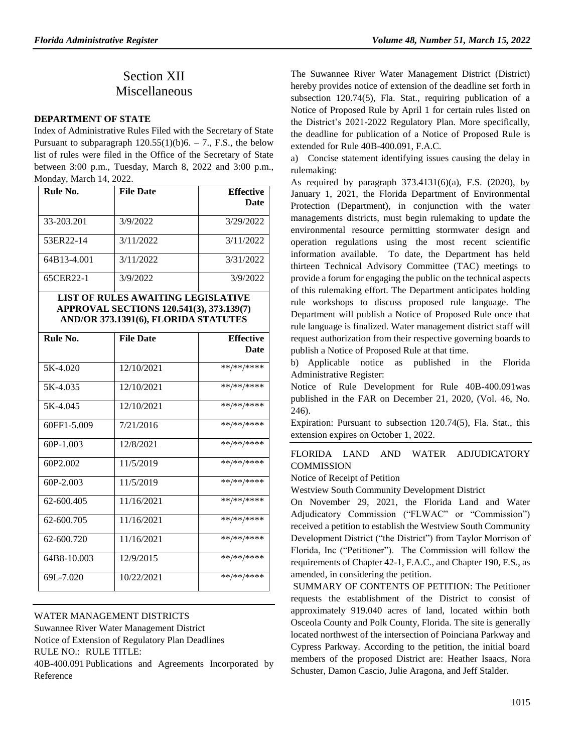# Section XII
# Miscellaneous

**DEPARTMENT OF STATE**

Index of Administrative Rules Filed with the Secretary of State Pursuant to subparagraph 120.55(1)(b)6. – 7., F.S., the below list of rules were filed in the Office of the Secretary of State between 3:00 p.m., Tuesday, March 8, 2022 and 3:00 p.m., Monday, March 14, 2022.

| Rule No. | File Date | Effective Date |
|---|---|---|
| 33-203.201 | 3/9/2022 | 3/29/2022 |
| 53ER22-14 | 3/11/2022 | 3/11/2022 |
| 64B13-4.001 | 3/11/2022 | 3/31/2022 |
| 65CER22-1 | 3/9/2022 | 3/9/2022 |

**LIST OF RULES AWAITING LEGISLATIVE APPROVAL SECTIONS 120.541(3), 373.139(7) AND/OR 373.1391(6), FLORIDA STATUTES**

| Rule No. | File Date | Effective Date |
|---|---|---|
| 5K-4.020 | 12/10/2021 | \*\*/\*\*/\*\*\*\* |
| 5K-4.035 | 12/10/2021 | \*\*/\*\*/\*\*\*\* |
| 5K-4.045 | 12/10/2021 | \*\*/\*\*/\*\*\*\* |
| 60FF1-5.009 | 7/21/2016 | \*\*/\*\*/\*\*\*\* |
| 60P-1.003 | 12/8/2021 | \*\*/\*\*/\*\*\*\* |
| 60P2.002 | 11/5/2019 | \*\*/\*\*/\*\*\*\* |
| 60P-2.003 | 11/5/2019 | \*\*/\*\*/\*\*\*\* |
| 62-600.405 | 11/16/2021 | \*\*/\*\*/\*\*\*\* |
| 62-600.705 | 11/16/2021 | \*\*/\*\*/\*\*\*\* |
| 62-600.720 | 11/16/2021 | \*\*/\*\*/\*\*\*\* |
| 64B8-10.003 | 12/9/2015 | \*\*/\*\*/\*\*\*\* |
| 69L-7.020 | 10/22/2021 | \*\*/\*\*/\*\*\*\* |

WATER MANAGEMENT DISTRICTS

Suwannee River Water Management District

Notice of Extension of Regulatory Plan Deadlines

RULE NO.: RULE TITLE:

40B-400.091 Publications and Agreements Incorporated by Reference

The Suwannee River Water Management District (District) hereby provides notice of extension of the deadline set forth in subsection 120.74(5), Fla. Stat., requiring publication of a Notice of Proposed Rule by April 1 for certain rules listed on the District's 2021-2022 Regulatory Plan. More specifically, the deadline for publication of a Notice of Proposed Rule is extended for Rule 40B-400.091, F.A.C.

a) Concise statement identifying issues causing the delay in rulemaking:

As required by paragraph 373.4131(6)(a), F.S. (2020), by January 1, 2021, the Florida Department of Environmental Protection (Department), in conjunction with the water managements districts, must begin rulemaking to update the environmental resource permitting stormwater design and operation regulations using the most recent scientific information available. To date, the Department has held thirteen Technical Advisory Committee (TAC) meetings to provide a forum for engaging the public on the technical aspects of this rulemaking effort. The Department anticipates holding rule workshops to discuss proposed rule language. The Department will publish a Notice of Proposed Rule once that rule language is finalized. Water management district staff will request authorization from their respective governing boards to publish a Notice of Proposed Rule at that time.

b) Applicable notice as published in the Florida Administrative Register:

Notice of Rule Development for Rule 40B-400.091was published in the FAR on December 21, 2020, (Vol. 46, No. 246).

Expiration: Pursuant to subsection 120.74(5), Fla. Stat., this extension expires on October 1, 2022.

FLORIDA LAND AND WATER ADJUDICATORY COMMISSION

Notice of Receipt of Petition

Westview South Community Development District

On November 29, 2021, the Florida Land and Water Adjudicatory Commission ("FLWAC" or "Commission") received a petition to establish the Westview South Community Development District ("the District") from Taylor Morrison of Florida, Inc ("Petitioner"). The Commission will follow the requirements of Chapter 42-1, F.A.C., and Chapter 190, F.S., as amended, in considering the petition.

SUMMARY OF CONTENTS OF PETITION: The Petitioner requests the establishment of the District to consist of approximately 919.040 acres of land, located within both Osceola County and Polk County, Florida. The site is generally located northwest of the intersection of Poinciana Parkway and Cypress Parkway. According to the petition, the initial board members of the proposed District are: Heather Isaacs, Nora Schuster, Damon Cascio, Julie Aragona, and Jeff Stalder.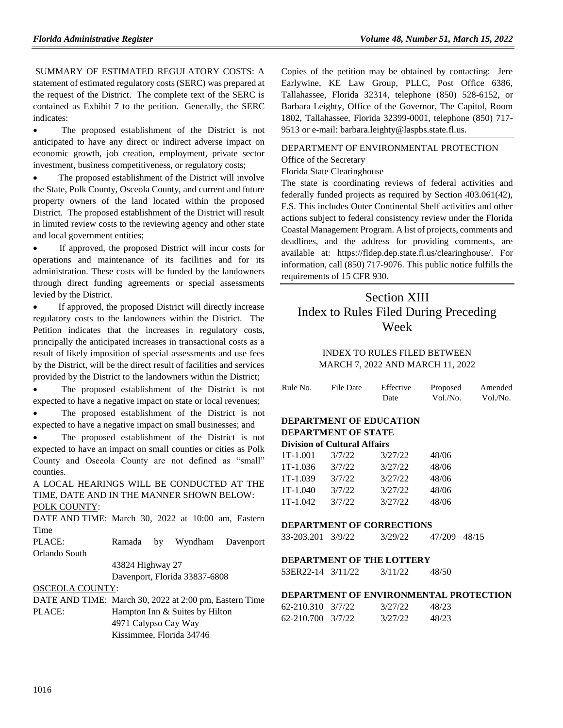SUMMARY OF ESTIMATED REGULATORY COSTS: A statement of estimated regulatory costs (SERC) was prepared at the request of the District. The complete text of the SERC is contained as Exhibit 7 to the petition. Generally, the SERC indicates:

- The proposed establishment of the District is not anticipated to have any direct or indirect adverse impact on economic growth, job creation, employment, private sector investment, business competitiveness, or regulatory costs;
- The proposed establishment of the District will involve the State, Polk County, Osceola County, and current and future property owners of the land located within the proposed District. The proposed establishment of the District will result in limited review costs to the reviewing agency and other state and local government entities;
- If approved, the proposed District will incur costs for operations and maintenance of its facilities and for its administration. These costs will be funded by the landowners through direct funding agreements or special assessments levied by the District.
- If approved, the proposed District will directly increase regulatory costs to the landowners within the District. The Petition indicates that the increases in regulatory costs, principally the anticipated increases in transactional costs as a result of likely imposition of special assessments and use fees by the District, will be the direct result of facilities and services provided by the District to the landowners within the District;
- The proposed establishment of the District is not expected to have a negative impact on state or local revenues;
- The proposed establishment of the District is not expected to have a negative impact on small businesses; and
- The proposed establishment of the District is not expected to have an impact on small counties or cities as Polk County and Osceola County are not defined as "small" counties.

A LOCAL HEARINGS WILL BE CONDUCTED AT THE TIME, DATE AND IN THE MANNER SHOWN BELOW:

POLK COUNTY:

DATE AND TIME: March 30, 2022 at 10:00 am, Eastern Time

PLACE: Ramada by Wyndham Davenport Orlando South
43824 Highway 27
Davenport, Florida 33837-6808

OSCEOLA COUNTY:

DATE AND TIME: March 30, 2022 at 2:00 pm, Eastern Time

PLACE: Hampton Inn & Suites by Hilton
4971 Calypso Cay Way
Kissimmee, Florida 34746

Copies of the petition may be obtained by contacting: Jere Earlywine, KE Law Group, PLLC, Post Office 6386, Tallahassee, Florida 32314, telephone (850) 528-6152, or Barbara Leighty, Office of the Governor, The Capitol, Room 1802, Tallahassee, Florida 32399-0001, telephone (850) 717-9513 or e-mail: barbara.leighty@laspbs.state.fl.us.

DEPARTMENT OF ENVIRONMENTAL PROTECTION
Office of the Secretary
Florida State Clearinghouse

The state is coordinating reviews of federal activities and federally funded projects as required by Section 403.061(42), F.S. This includes Outer Continental Shelf activities and other actions subject to federal consistency review under the Florida Coastal Management Program. A list of projects, comments and deadlines, and the address for providing comments, are available at: https://fldep.dep.state.fl.us/clearinghouse/. For information, call (850) 717-9076. This public notice fulfills the requirements of 15 CFR 930.

# Section XIII
# Index to Rules Filed During Preceding Week

INDEX TO RULES FILED BETWEEN MARCH 7, 2022 AND MARCH 11, 2022

| Rule No. | File Date | Effective Date | Proposed Vol./No. | Amended Vol./No. |
|---|---|---|---|---|
| **DEPARTMENT OF EDUCATION** | | | | |
| **DEPARTMENT OF STATE** | | | | |
| **Division of Cultural Affairs** | | | | |
| 1T-1.001 | 3/7/22 | 3/27/22 | 48/06 | |
| 1T-1.036 | 3/7/22 | 3/27/22 | 48/06 | |
| 1T-1.039 | 3/7/22 | 3/27/22 | 48/06 | |
| 1T-1.040 | 3/7/22 | 3/27/22 | 48/06 | |
| 1T-1.042 | 3/7/22 | 3/27/22 | 48/06 | |
| **DEPARTMENT OF CORRECTIONS** | | | | |
| 33-203.201 | 3/9/22 | 3/29/22 | 47/209 | 48/15 |
| **DEPARTMENT OF THE LOTTERY** | | | | |
| 53ER22-14 | 3/11/22 | 3/11/22 | 48/50 | |
| **DEPARTMENT OF ENVIRONMENTAL PROTECTION** | | | | |
| 62-210.310 | 3/7/22 | 3/27/22 | 48/23 | |
| 62-210.700 | 3/7/22 | 3/27/22 | 48/23 | |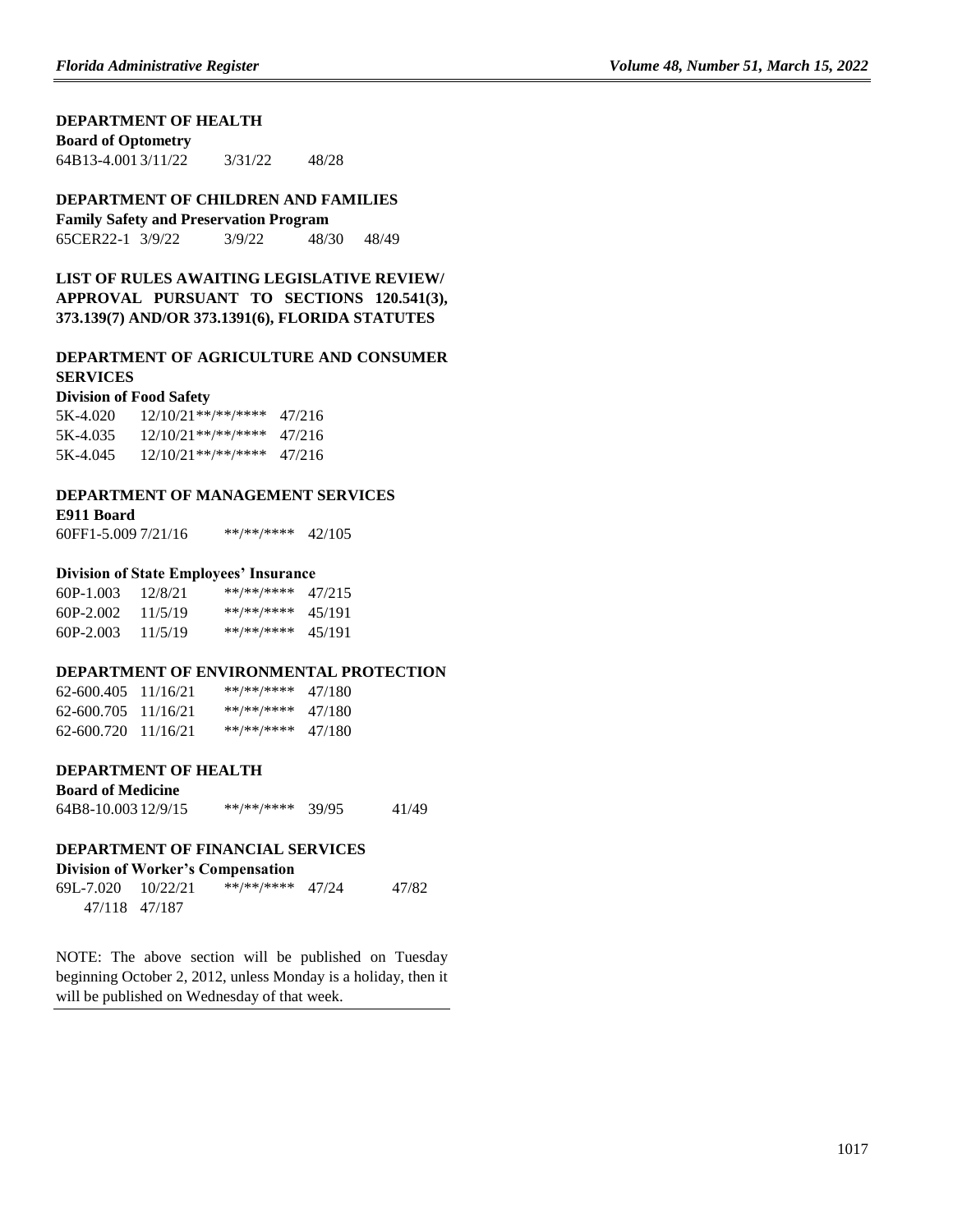**DEPARTMENT OF HEALTH**

**Board of Optometry**

| | | | | |
|---|---|---|---|---|
| 64B13-4.001 | 3/11/22 | 3/31/22 | 48/28 | |

**DEPARTMENT OF CHILDREN AND FAMILIES**

**Family Safety and Preservation Program**

| | | | | |
|---|---|---|---|---|
| 65CER22-1 | 3/9/22 | 3/9/22 | 48/30 | 48/49 |

**LIST OF RULES AWAITING LEGISLATIVE REVIEW/ APPROVAL PURSUANT TO SECTIONS 120.541(3), 373.139(7) AND/OR 373.1391(6), FLORIDA STATUTES**

**DEPARTMENT OF AGRICULTURE AND CONSUMER SERVICES**

**Division of Food Safety**

| | | | |
|---|---|---|---|
| 5K-4.020 | 12/10/21 | **/**/**** | 47/216 |
| 5K-4.035 | 12/10/21 | **/**/**** | 47/216 |
| 5K-4.045 | 12/10/21 | **/**/**** | 47/216 |

**DEPARTMENT OF MANAGEMENT SERVICES**

**E911 Board**

| | | | |
|---|---|---|---|
| 60FF1-5.009 | 7/21/16 | **/**/**** | 42/105 |

**Division of State Employees' Insurance**

| | | | |
|---|---|---|---|
| 60P-1.003 | 12/8/21 | **/**/**** | 47/215 |
| 60P-2.002 | 11/5/19 | **/**/**** | 45/191 |
| 60P-2.003 | 11/5/19 | **/**/**** | 45/191 |

**DEPARTMENT OF ENVIRONMENTAL PROTECTION**

| | | | |
|---|---|---|---|
| 62-600.405 | 11/16/21 | **/**/**** | 47/180 |
| 62-600.705 | 11/16/21 | **/**/**** | 47/180 |
| 62-600.720 | 11/16/21 | **/**/**** | 47/180 |

**DEPARTMENT OF HEALTH**

**Board of Medicine**

| | | | | |
|---|---|---|---|---|
| 64B8-10.003 | 12/9/15 | **/**/**** | 39/95 | 41/49 |

**DEPARTMENT OF FINANCIAL SERVICES**

**Division of Worker's Compensation**

| | | | | |
|---|---|---|---|---|
| 69L-7.020 | 10/22/21 | **/**/**** | 47/24 | 47/82 |
| 47/118 | 47/187 | | | |

NOTE: The above section will be published on Tuesday beginning October 2, 2012, unless Monday is a holiday, then it will be published on Wednesday of that week.